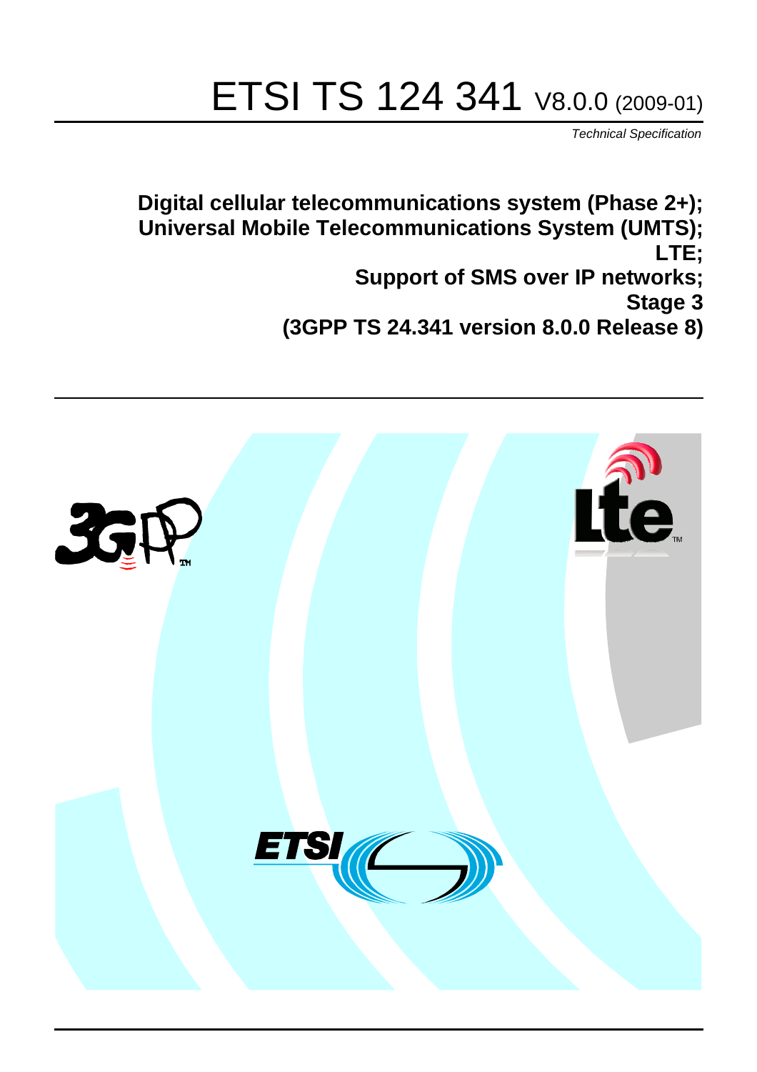# ETSI TS 124 341 V8.0.0 (2009-01)

*Technical Specification*

**Digital cellular telecommunications system (Phase 2+);**
**Universal Mobile Telecommunications System (UMTS);**
**LTE;**
**Support of SMS over IP networks;**
**Stage 3**
**(3GPP TS 24.341 version 8.0.0 Release 8)**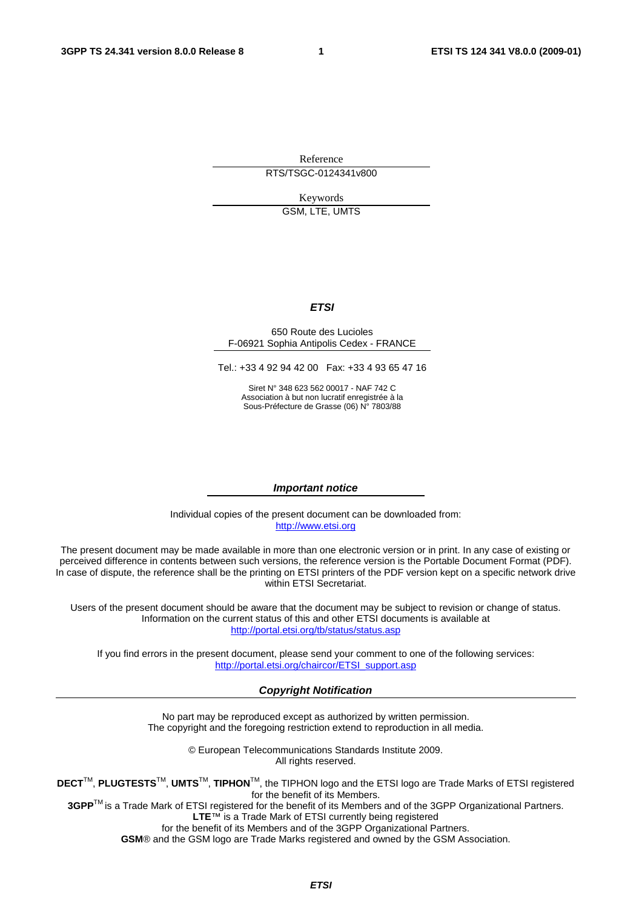Reference

RTS/TSGC-0124341v800

Keywords

GSM, LTE, UMTS

***ETSI***

650 Route des Lucioles
F-06921 Sophia Antipolis Cedex - FRANCE

Tel.: +33 4 92 94 42 00 Fax: +33 4 93 65 47 16

Siret N° 348 623 562 00017 - NAF 742 C
Association à but non lucratif enregistrée à la
Sous-Préfecture de Grasse (06) N° 7803/88

***Important notice***

Individual copies of the present document can be downloaded from:
http://www.etsi.org

The present document may be made available in more than one electronic version or in print. In any case of existing or perceived difference in contents between such versions, the reference version is the Portable Document Format (PDF). In case of dispute, the reference shall be the printing on ETSI printers of the PDF version kept on a specific network drive within ETSI Secretariat.

Users of the present document should be aware that the document may be subject to revision or change of status. Information on the current status of this and other ETSI documents is available at
http://portal.etsi.org/tb/status/status.asp

If you find errors in the present document, please send your comment to one of the following services:
http://portal.etsi.org/chaircor/ETSI_support.asp

***Copyright Notification***

No part may be reproduced except as authorized by written permission.
The copyright and the foregoing restriction extend to reproduction in all media.

© European Telecommunications Standards Institute 2009.
All rights reserved.

**DECT**™, **PLUGTESTS**™, **UMTS**™, **TIPHON**™, the TIPHON logo and the ETSI logo are Trade Marks of ETSI registered for the benefit of its Members.
**3GPP**™ is a Trade Mark of ETSI registered for the benefit of its Members and of the 3GPP Organizational Partners.
**LTE**™ is a Trade Mark of ETSI currently being registered
for the benefit of its Members and of the 3GPP Organizational Partners.
**GSM**® and the GSM logo are Trade Marks registered and owned by the GSM Association.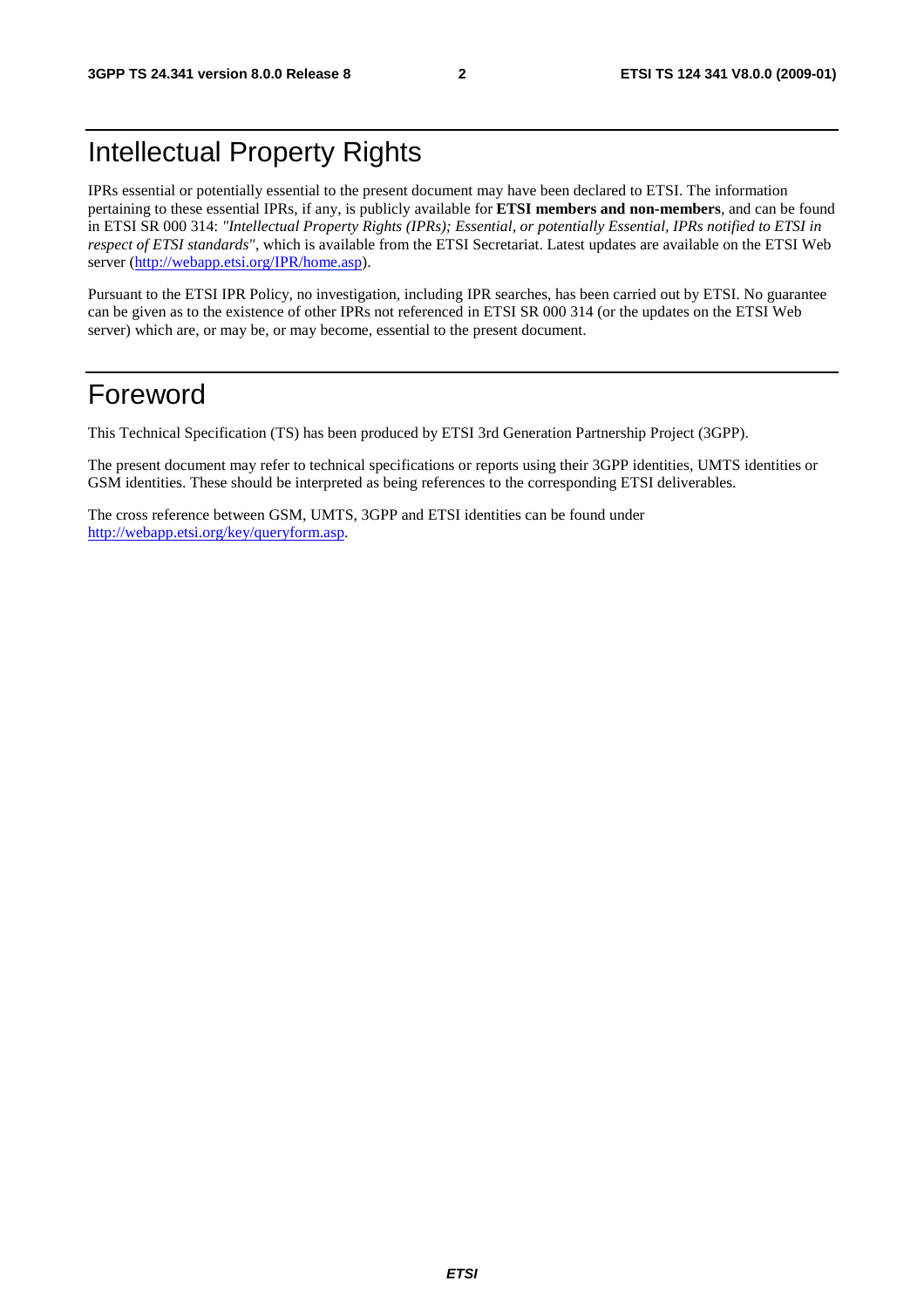# Intellectual Property Rights

IPRs essential or potentially essential to the present document may have been declared to ETSI. The information pertaining to these essential IPRs, if any, is publicly available for **ETSI members and non-members**, and can be found in ETSI SR 000 314: *"Intellectual Property Rights (IPRs); Essential, or potentially Essential, IPRs notified to ETSI in respect of ETSI standards"*, which is available from the ETSI Secretariat. Latest updates are available on the ETSI Web server (http://webapp.etsi.org/IPR/home.asp).

Pursuant to the ETSI IPR Policy, no investigation, including IPR searches, has been carried out by ETSI. No guarantee can be given as to the existence of other IPRs not referenced in ETSI SR 000 314 (or the updates on the ETSI Web server) which are, or may be, or may become, essential to the present document.

# Foreword

This Technical Specification (TS) has been produced by ETSI 3rd Generation Partnership Project (3GPP).

The present document may refer to technical specifications or reports using their 3GPP identities, UMTS identities or GSM identities. These should be interpreted as being references to the corresponding ETSI deliverables.

The cross reference between GSM, UMTS, 3GPP and ETSI identities can be found under http://webapp.etsi.org/key/queryform.asp.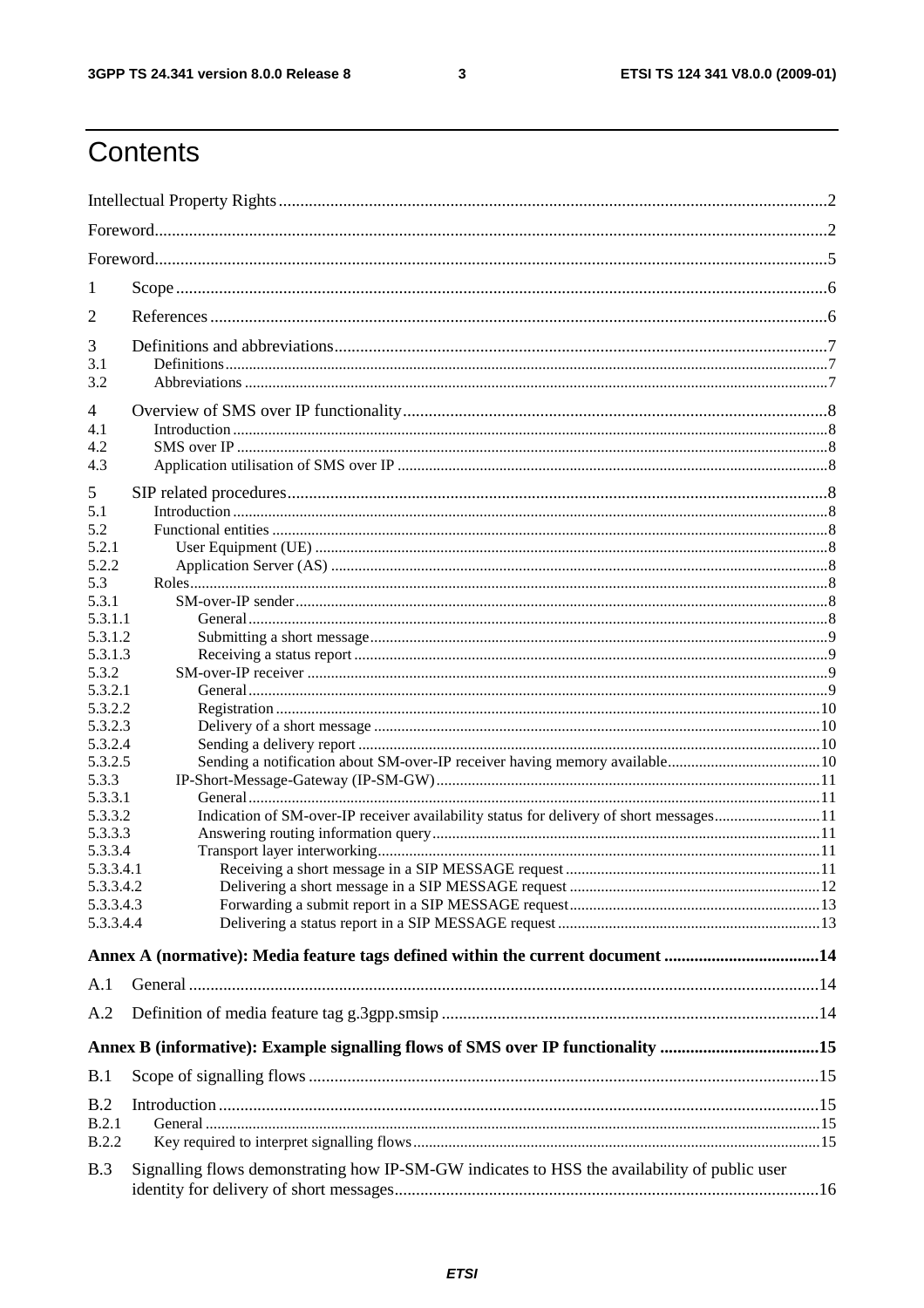# Contents

Intellectual Property Rights ..... 2

Foreword ..... 2

Foreword ..... 5

1 Scope ..... 6

2 References ..... 6

3 Definitions and abbreviations ..... 7
- 3.1 Definitions ..... 7
- 3.2 Abbreviations ..... 7

4 Overview of SMS over IP functionality ..... 8
- 4.1 Introduction ..... 8
- 4.2 SMS over IP ..... 8
- 4.3 Application utilisation of SMS over IP ..... 8

5 SIP related procedures ..... 8
- 5.1 Introduction ..... 8
- 5.2 Functional entities ..... 8
  - 5.2.1 User Equipment (UE) ..... 8
  - 5.2.2 Application Server (AS) ..... 8
- 5.3 Roles ..... 8
  - 5.3.1 SM-over-IP sender ..... 8
    - 5.3.1.1 General ..... 8
    - 5.3.1.2 Submitting a short message ..... 9
    - 5.3.1.3 Receiving a status report ..... 9
  - 5.3.2 SM-over-IP receiver ..... 9
    - 5.3.2.1 General ..... 9
    - 5.3.2.2 Registration ..... 10
    - 5.3.2.3 Delivery of a short message ..... 10
    - 5.3.2.4 Sending a delivery report ..... 10
    - 5.3.2.5 Sending a notification about SM-over-IP receiver having memory available ..... 10
  - 5.3.3 IP-Short-Message-Gateway (IP-SM-GW) ..... 11
    - 5.3.3.1 General ..... 11
    - 5.3.3.2 Indication of SM-over-IP receiver availability status for delivery of short messages ..... 11
    - 5.3.3.3 Answering routing information query ..... 11
    - 5.3.3.4 Transport layer interworking ..... 11
      - 5.3.3.4.1 Receiving a short message in a SIP MESSAGE request ..... 11
      - 5.3.3.4.2 Delivering a short message in a SIP MESSAGE request ..... 12
      - 5.3.3.4.3 Forwarding a submit report in a SIP MESSAGE request ..... 13
      - 5.3.3.4.4 Delivering a status report in a SIP MESSAGE request ..... 13

**Annex A (normative): Media feature tags defined within the current document ..... 14**

A.1 General ..... 14

A.2 Definition of media feature tag g.3gpp.smsip ..... 14

**Annex B (informative): Example signalling flows of SMS over IP functionality ..... 15**

B.1 Scope of signalling flows ..... 15

B.2 Introduction ..... 15
- B.2.1 General ..... 15
- B.2.2 Key required to interpret signalling flows ..... 15

B.3 Signalling flows demonstrating how IP-SM-GW indicates to HSS the availability of public user identity for delivery of short messages ..... 16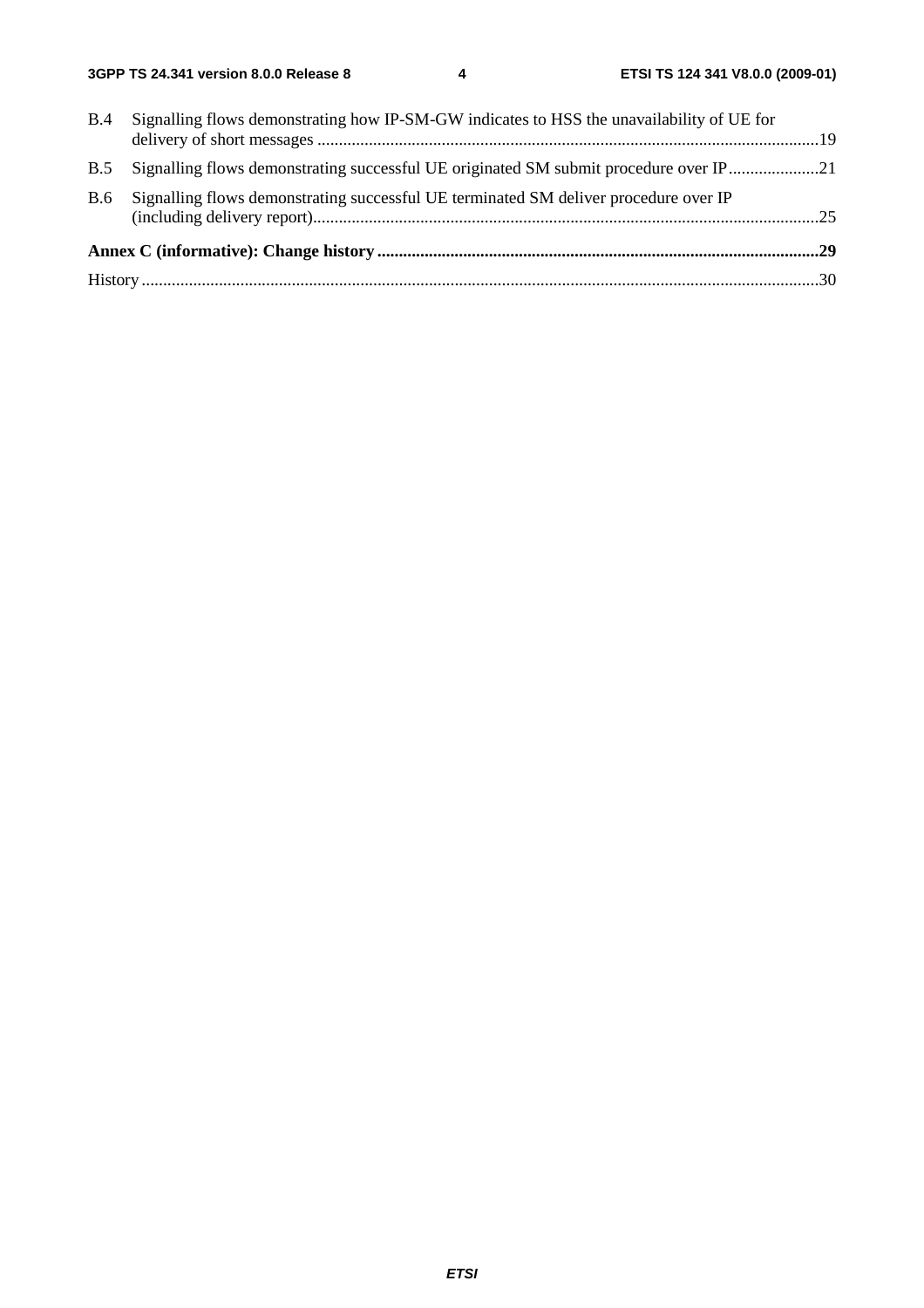B.4 Signalling flows demonstrating how IP-SM-GW indicates to HSS the unavailability of UE for delivery of short messages ....................................................................................................................19

B.5 Signalling flows demonstrating successful UE originated SM submit procedure over IP.....................21

B.6 Signalling flows demonstrating successful UE terminated SM deliver procedure over IP (including delivery report)....................................................................................................................25

**Annex C (informative): Change history .......................................................................................................29**

History ............................................................................................................................................................30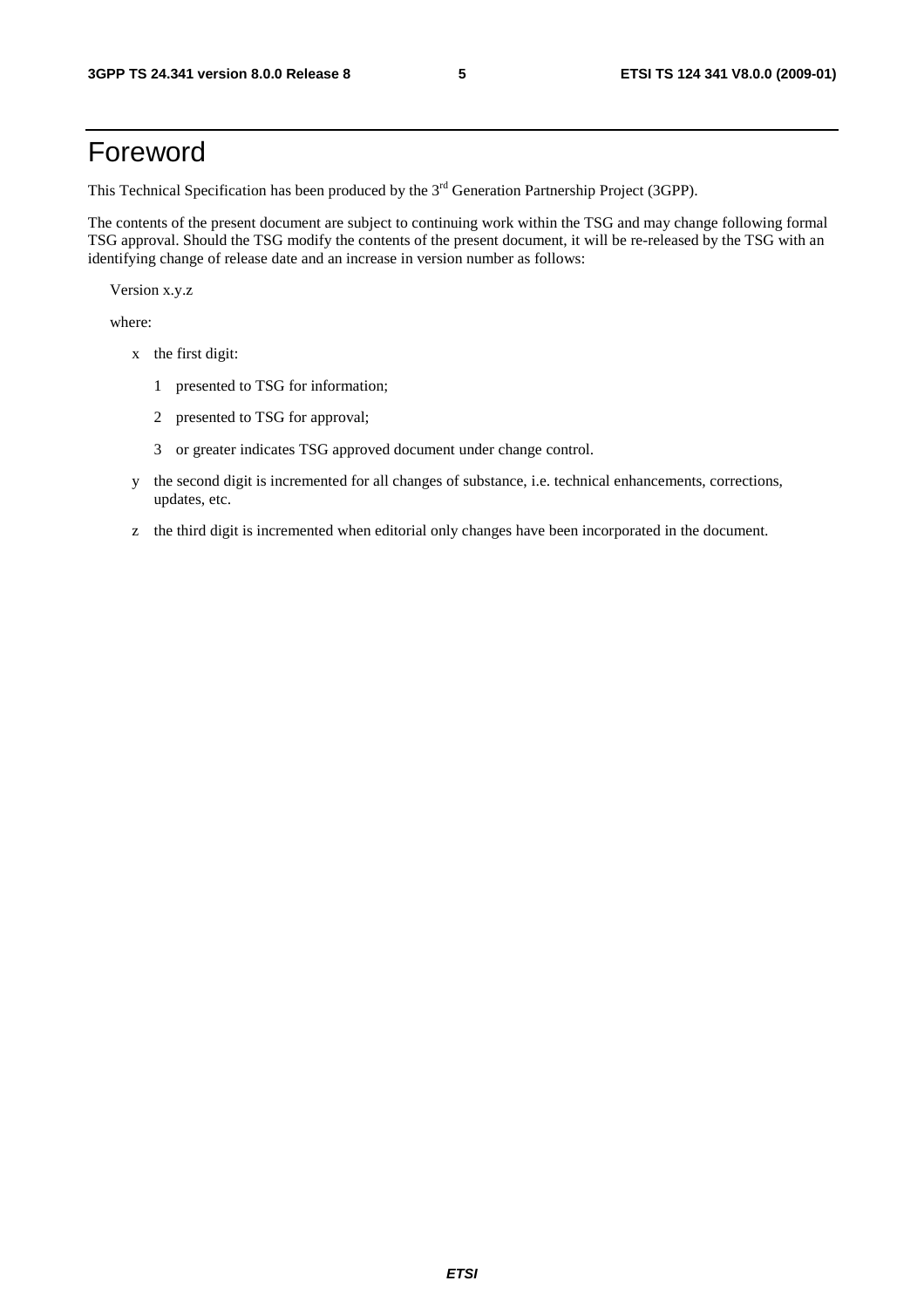# Foreword

This Technical Specification has been produced by the 3rd Generation Partnership Project (3GPP).

The contents of the present document are subject to continuing work within the TSG and may change following formal TSG approval. Should the TSG modify the contents of the present document, it will be re-released by the TSG with an identifying change of release date and an increase in version number as follows:

Version x.y.z

where:

- x the first digit:
  - 1 presented to TSG for information;
  - 2 presented to TSG for approval;
  - 3 or greater indicates TSG approved document under change control.
- y the second digit is incremented for all changes of substance, i.e. technical enhancements, corrections, updates, etc.
- z the third digit is incremented when editorial only changes have been incorporated in the document.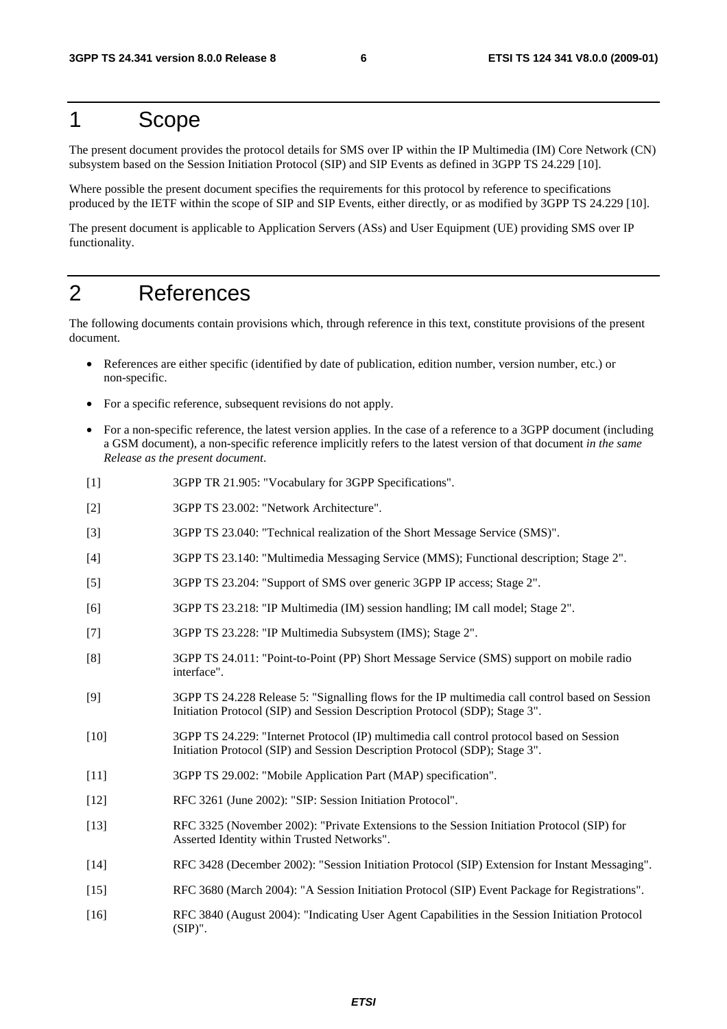# 1 Scope

The present document provides the protocol details for SMS over IP within the IP Multimedia (IM) Core Network (CN) subsystem based on the Session Initiation Protocol (SIP) and SIP Events as defined in 3GPP TS 24.229 [10].

Where possible the present document specifies the requirements for this protocol by reference to specifications produced by the IETF within the scope of SIP and SIP Events, either directly, or as modified by 3GPP TS 24.229 [10].

The present document is applicable to Application Servers (ASs) and User Equipment (UE) providing SMS over IP functionality.

# 2 References

The following documents contain provisions which, through reference in this text, constitute provisions of the present document.

- References are either specific (identified by date of publication, edition number, version number, etc.) or non-specific.
- For a specific reference, subsequent revisions do not apply.
- For a non-specific reference, the latest version applies. In the case of a reference to a 3GPP document (including a GSM document), a non-specific reference implicitly refers to the latest version of that document *in the same Release as the present document*.

[1] 3GPP TR 21.905: "Vocabulary for 3GPP Specifications".

[2] 3GPP TS 23.002: "Network Architecture".

[3] 3GPP TS 23.040: "Technical realization of the Short Message Service (SMS)".

[4] 3GPP TS 23.140: "Multimedia Messaging Service (MMS); Functional description; Stage 2".

[5] 3GPP TS 23.204: "Support of SMS over generic 3GPP IP access; Stage 2".

[6] 3GPP TS 23.218: "IP Multimedia (IM) session handling; IM call model; Stage 2".

[7] 3GPP TS 23.228: "IP Multimedia Subsystem (IMS); Stage 2".

[8] 3GPP TS 24.011: "Point-to-Point (PP) Short Message Service (SMS) support on mobile radio interface".

[9] 3GPP TS 24.228 Release 5: "Signalling flows for the IP multimedia call control based on Session Initiation Protocol (SIP) and Session Description Protocol (SDP); Stage 3".

[10] 3GPP TS 24.229: "Internet Protocol (IP) multimedia call control protocol based on Session Initiation Protocol (SIP) and Session Description Protocol (SDP); Stage 3".

[11] 3GPP TS 29.002: "Mobile Application Part (MAP) specification".

[12] RFC 3261 (June 2002): "SIP: Session Initiation Protocol".

[13] RFC 3325 (November 2002): "Private Extensions to the Session Initiation Protocol (SIP) for Asserted Identity within Trusted Networks".

[14] RFC 3428 (December 2002): "Session Initiation Protocol (SIP) Extension for Instant Messaging".

[15] RFC 3680 (March 2004): "A Session Initiation Protocol (SIP) Event Package for Registrations".

[16] RFC 3840 (August 2004): "Indicating User Agent Capabilities in the Session Initiation Protocol (SIP)".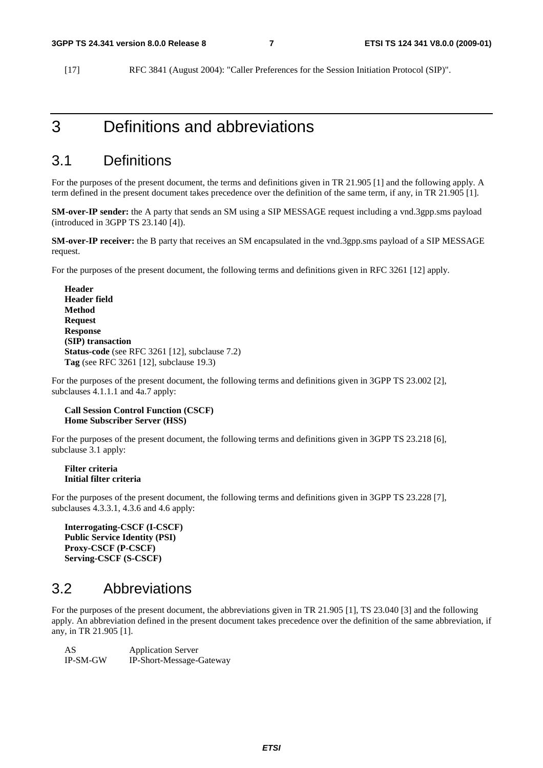[17] RFC 3841 (August 2004): "Caller Preferences for the Session Initiation Protocol (SIP)".

# 3 Definitions and abbreviations

## 3.1 Definitions

For the purposes of the present document, the terms and definitions given in TR 21.905 [1] and the following apply. A term defined in the present document takes precedence over the definition of the same term, if any, in TR 21.905 [1].

**SM-over-IP sender:** the A party that sends an SM using a SIP MESSAGE request including a vnd.3gpp.sms payload (introduced in 3GPP TS 23.140 [4]).

**SM-over-IP receiver:** the B party that receives an SM encapsulated in the vnd.3gpp.sms payload of a SIP MESSAGE request.

For the purposes of the present document, the following terms and definitions given in RFC 3261 [12] apply.

**Header**
**Header field**
**Method**
**Request**
**Response**
**(SIP) transaction**
**Status-code** (see RFC 3261 [12], subclause 7.2)
**Tag** (see RFC 3261 [12], subclause 19.3)

For the purposes of the present document, the following terms and definitions given in 3GPP TS 23.002 [2], subclauses 4.1.1.1 and 4a.7 apply:

**Call Session Control Function (CSCF)**
**Home Subscriber Server (HSS)**

For the purposes of the present document, the following terms and definitions given in 3GPP TS 23.218 [6], subclause 3.1 apply:

**Filter criteria**
**Initial filter criteria**

For the purposes of the present document, the following terms and definitions given in 3GPP TS 23.228 [7], subclauses 4.3.3.1, 4.3.6 and 4.6 apply:

**Interrogating-CSCF (I-CSCF)**
**Public Service Identity (PSI)**
**Proxy-CSCF (P-CSCF)**
**Serving-CSCF (S-CSCF)**

## 3.2 Abbreviations

For the purposes of the present document, the abbreviations given in TR 21.905 [1], TS 23.040 [3] and the following apply. An abbreviation defined in the present document takes precedence over the definition of the same abbreviation, if any, in TR 21.905 [1].

AS Application Server
IP-SM-GW IP-Short-Message-Gateway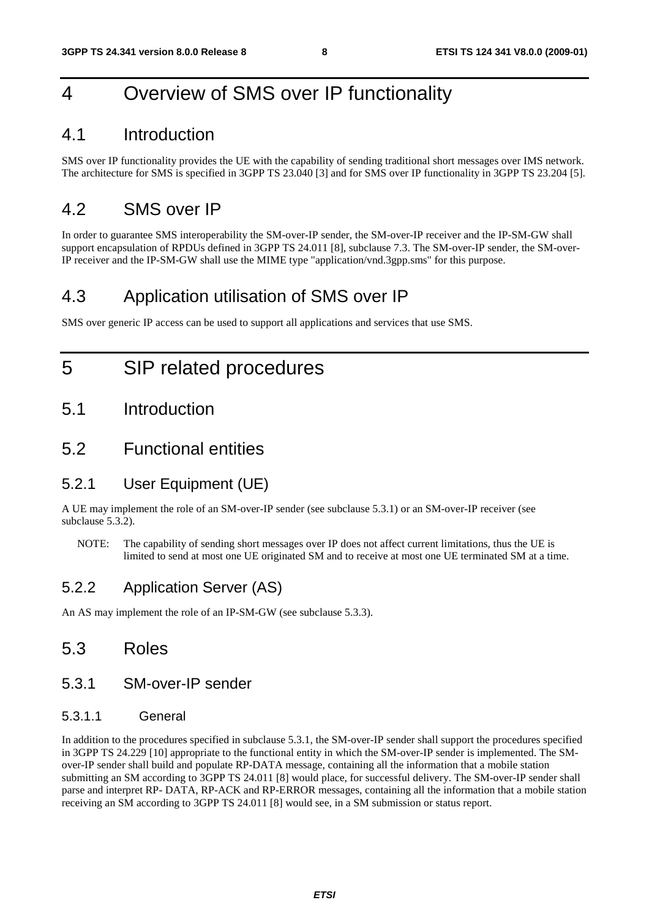# 4 Overview of SMS over IP functionality

## 4.1 Introduction

SMS over IP functionality provides the UE with the capability of sending traditional short messages over IMS network. The architecture for SMS is specified in 3GPP TS 23.040 [3] and for SMS over IP functionality in 3GPP TS 23.204 [5].

## 4.2 SMS over IP

In order to guarantee SMS interoperability the SM-over-IP sender, the SM-over-IP receiver and the IP-SM-GW shall support encapsulation of RPDUs defined in 3GPP TS 24.011 [8], subclause 7.3. The SM-over-IP sender, the SM-over-IP receiver and the IP-SM-GW shall use the MIME type "application/vnd.3gpp.sms" for this purpose.

## 4.3 Application utilisation of SMS over IP

SMS over generic IP access can be used to support all applications and services that use SMS.

# 5 SIP related procedures

## 5.1 Introduction

## 5.2 Functional entities

### 5.2.1 User Equipment (UE)

A UE may implement the role of an SM-over-IP sender (see subclause 5.3.1) or an SM-over-IP receiver (see subclause 5.3.2).

NOTE: The capability of sending short messages over IP does not affect current limitations, thus the UE is limited to send at most one UE originated SM and to receive at most one UE terminated SM at a time.

### 5.2.2 Application Server (AS)

An AS may implement the role of an IP-SM-GW (see subclause 5.3.3).

## 5.3 Roles

### 5.3.1 SM-over-IP sender

#### 5.3.1.1 General

In addition to the procedures specified in subclause 5.3.1, the SM-over-IP sender shall support the procedures specified in 3GPP TS 24.229 [10] appropriate to the functional entity in which the SM-over-IP sender is implemented. The SM-over-IP sender shall build and populate RP-DATA message, containing all the information that a mobile station submitting an SM according to 3GPP TS 24.011 [8] would place, for successful delivery. The SM-over-IP sender shall parse and interpret RP- DATA, RP-ACK and RP-ERROR messages, containing all the information that a mobile station receiving an SM according to 3GPP TS 24.011 [8] would see, in a SM submission or status report.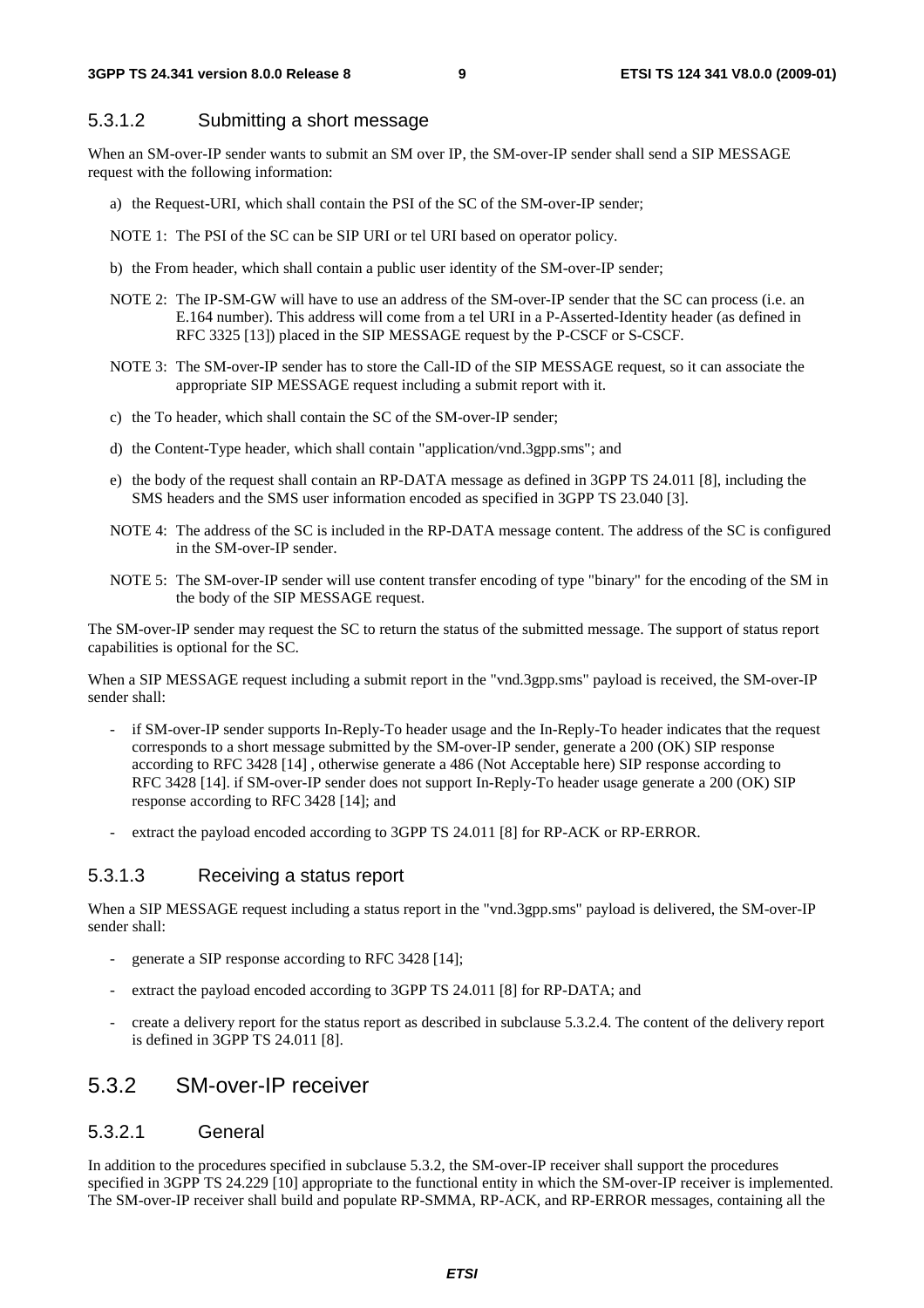#### 5.3.1.2 Submitting a short message

When an SM-over-IP sender wants to submit an SM over IP, the SM-over-IP sender shall send a SIP MESSAGE request with the following information:

a) the Request-URI, which shall contain the PSI of the SC of the SM-over-IP sender;

NOTE 1: The PSI of the SC can be SIP URI or tel URI based on operator policy.

b) the From header, which shall contain a public user identity of the SM-over-IP sender;

NOTE 2: The IP-SM-GW will have to use an address of the SM-over-IP sender that the SC can process (i.e. an E.164 number). This address will come from a tel URI in a P-Asserted-Identity header (as defined in RFC 3325 [13]) placed in the SIP MESSAGE request by the P-CSCF or S-CSCF.

NOTE 3: The SM-over-IP sender has to store the Call-ID of the SIP MESSAGE request, so it can associate the appropriate SIP MESSAGE request including a submit report with it.

c) the To header, which shall contain the SC of the SM-over-IP sender;

d) the Content-Type header, which shall contain "application/vnd.3gpp.sms"; and

e) the body of the request shall contain an RP-DATA message as defined in 3GPP TS 24.011 [8], including the SMS headers and the SMS user information encoded as specified in 3GPP TS 23.040 [3].

NOTE 4: The address of the SC is included in the RP-DATA message content. The address of the SC is configured in the SM-over-IP sender.

NOTE 5: The SM-over-IP sender will use content transfer encoding of type "binary" for the encoding of the SM in the body of the SIP MESSAGE request.

The SM-over-IP sender may request the SC to return the status of the submitted message. The support of status report capabilities is optional for the SC.

When a SIP MESSAGE request including a submit report in the "vnd.3gpp.sms" payload is received, the SM-over-IP sender shall:

- if SM-over-IP sender supports In-Reply-To header usage and the In-Reply-To header indicates that the request corresponds to a short message submitted by the SM-over-IP sender, generate a 200 (OK) SIP response according to RFC 3428 [14] , otherwise generate a 486 (Not Acceptable here) SIP response according to RFC 3428 [14]. if SM-over-IP sender does not support In-Reply-To header usage generate a 200 (OK) SIP response according to RFC 3428 [14]; and
- extract the payload encoded according to 3GPP TS 24.011 [8] for RP-ACK or RP-ERROR.

#### 5.3.1.3 Receiving a status report

When a SIP MESSAGE request including a status report in the "vnd.3gpp.sms" payload is delivered, the SM-over-IP sender shall:

- generate a SIP response according to RFC 3428 [14];
- extract the payload encoded according to 3GPP TS 24.011 [8] for RP-DATA; and
- create a delivery report for the status report as described in subclause 5.3.2.4. The content of the delivery report is defined in 3GPP TS 24.011 [8].

### 5.3.2 SM-over-IP receiver

#### 5.3.2.1 General

In addition to the procedures specified in subclause 5.3.2, the SM-over-IP receiver shall support the procedures specified in 3GPP TS 24.229 [10] appropriate to the functional entity in which the SM-over-IP receiver is implemented. The SM-over-IP receiver shall build and populate RP-SMMA, RP-ACK, and RP-ERROR messages, containing all the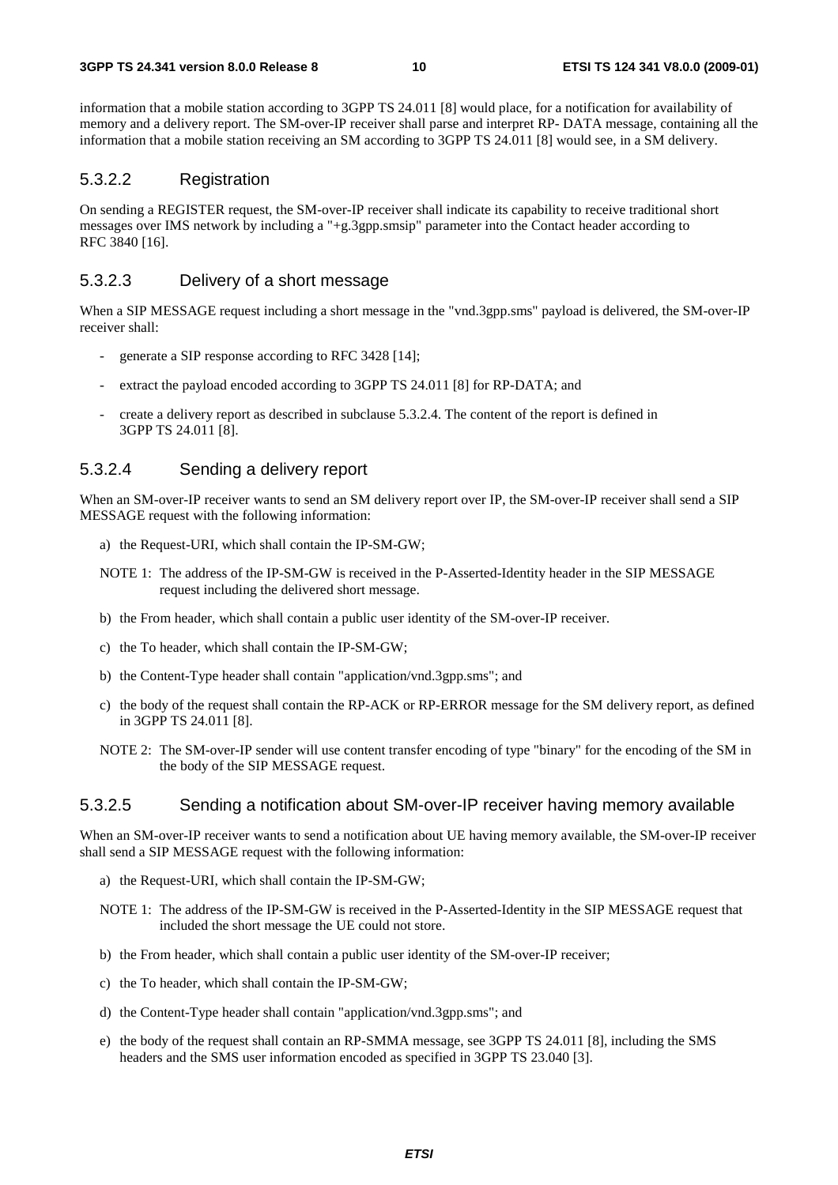information that a mobile station according to 3GPP TS 24.011 [8] would place, for a notification for availability of memory and a delivery report. The SM-over-IP receiver shall parse and interpret RP- DATA message, containing all the information that a mobile station receiving an SM according to 3GPP TS 24.011 [8] would see, in a SM delivery.

#### 5.3.2.2 Registration

On sending a REGISTER request, the SM-over-IP receiver shall indicate its capability to receive traditional short messages over IMS network by including a "+g.3gpp.smsip" parameter into the Contact header according to RFC 3840 [16].

#### 5.3.2.3 Delivery of a short message

When a SIP MESSAGE request including a short message in the "vnd.3gpp.sms" payload is delivered, the SM-over-IP receiver shall:

- generate a SIP response according to RFC 3428 [14];
- extract the payload encoded according to 3GPP TS 24.011 [8] for RP-DATA; and
- create a delivery report as described in subclause 5.3.2.4. The content of the report is defined in 3GPP TS 24.011 [8].

#### 5.3.2.4 Sending a delivery report

When an SM-over-IP receiver wants to send an SM delivery report over IP, the SM-over-IP receiver shall send a SIP MESSAGE request with the following information:

a) the Request-URI, which shall contain the IP-SM-GW;

NOTE 1: The address of the IP-SM-GW is received in the P-Asserted-Identity header in the SIP MESSAGE request including the delivered short message.

b) the From header, which shall contain a public user identity of the SM-over-IP receiver.

c) the To header, which shall contain the IP-SM-GW;

b) the Content-Type header shall contain "application/vnd.3gpp.sms"; and

c) the body of the request shall contain the RP-ACK or RP-ERROR message for the SM delivery report, as defined in 3GPP TS 24.011 [8].

NOTE 2: The SM-over-IP sender will use content transfer encoding of type "binary" for the encoding of the SM in the body of the SIP MESSAGE request.

#### 5.3.2.5 Sending a notification about SM-over-IP receiver having memory available

When an SM-over-IP receiver wants to send a notification about UE having memory available, the SM-over-IP receiver shall send a SIP MESSAGE request with the following information:

a) the Request-URI, which shall contain the IP-SM-GW;

NOTE 1: The address of the IP-SM-GW is received in the P-Asserted-Identity in the SIP MESSAGE request that included the short message the UE could not store.

b) the From header, which shall contain a public user identity of the SM-over-IP receiver;

c) the To header, which shall contain the IP-SM-GW;

d) the Content-Type header shall contain "application/vnd.3gpp.sms"; and

e) the body of the request shall contain an RP-SMMA message, see 3GPP TS 24.011 [8], including the SMS headers and the SMS user information encoded as specified in 3GPP TS 23.040 [3].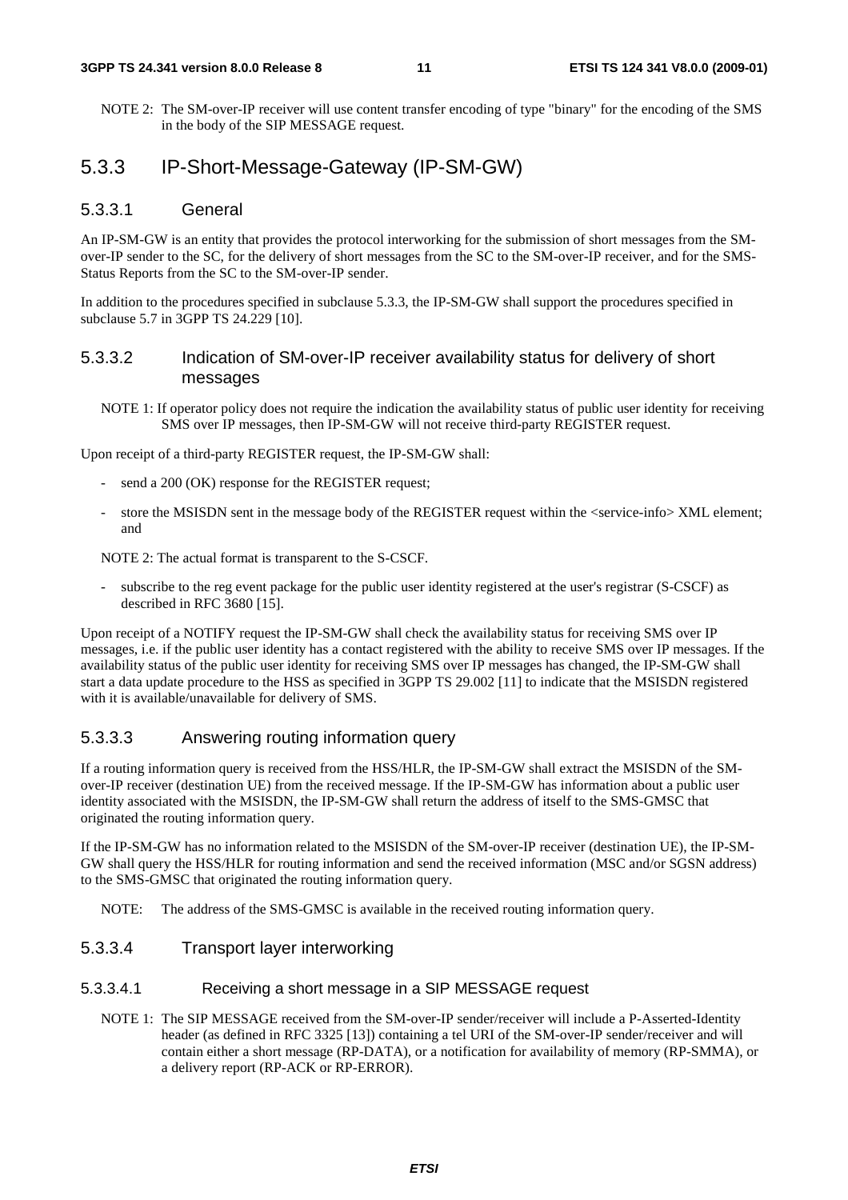NOTE 2: The SM-over-IP receiver will use content transfer encoding of type "binary" for the encoding of the SMS in the body of the SIP MESSAGE request.

## 5.3.3 IP-Short-Message-Gateway (IP-SM-GW)

### 5.3.3.1 General

An IP-SM-GW is an entity that provides the protocol interworking for the submission of short messages from the SM-over-IP sender to the SC, for the delivery of short messages from the SC to the SM-over-IP receiver, and for the SMS-Status Reports from the SC to the SM-over-IP sender.

In addition to the procedures specified in subclause 5.3.3, the IP-SM-GW shall support the procedures specified in subclause 5.7 in 3GPP TS 24.229 [10].

### 5.3.3.2 Indication of SM-over-IP receiver availability status for delivery of short messages

NOTE 1: If operator policy does not require the indication the availability status of public user identity for receiving SMS over IP messages, then IP-SM-GW will not receive third-party REGISTER request.

Upon receipt of a third-party REGISTER request, the IP-SM-GW shall:

- send a 200 (OK) response for the REGISTER request;
- store the MSISDN sent in the message body of the REGISTER request within the <service-info> XML element; and

NOTE 2: The actual format is transparent to the S-CSCF.

- subscribe to the reg event package for the public user identity registered at the user's registrar (S-CSCF) as described in RFC 3680 [15].

Upon receipt of a NOTIFY request the IP-SM-GW shall check the availability status for receiving SMS over IP messages, i.e. if the public user identity has a contact registered with the ability to receive SMS over IP messages. If the availability status of the public user identity for receiving SMS over IP messages has changed, the IP-SM-GW shall start a data update procedure to the HSS as specified in 3GPP TS 29.002 [11] to indicate that the MSISDN registered with it is available/unavailable for delivery of SMS.

### 5.3.3.3 Answering routing information query

If a routing information query is received from the HSS/HLR, the IP-SM-GW shall extract the MSISDN of the SM-over-IP receiver (destination UE) from the received message. If the IP-SM-GW has information about a public user identity associated with the MSISDN, the IP-SM-GW shall return the address of itself to the SMS-GMSC that originated the routing information query.

If the IP-SM-GW has no information related to the MSISDN of the SM-over-IP receiver (destination UE), the IP-SM-GW shall query the HSS/HLR for routing information and send the received information (MSC and/or SGSN address) to the SMS-GMSC that originated the routing information query.

NOTE: The address of the SMS-GMSC is available in the received routing information query.

### 5.3.3.4 Transport layer interworking

#### 5.3.3.4.1 Receiving a short message in a SIP MESSAGE request

NOTE 1: The SIP MESSAGE received from the SM-over-IP sender/receiver will include a P-Asserted-Identity header (as defined in RFC 3325 [13]) containing a tel URI of the SM-over-IP sender/receiver and will contain either a short message (RP-DATA), or a notification for availability of memory (RP-SMMA), or a delivery report (RP-ACK or RP-ERROR).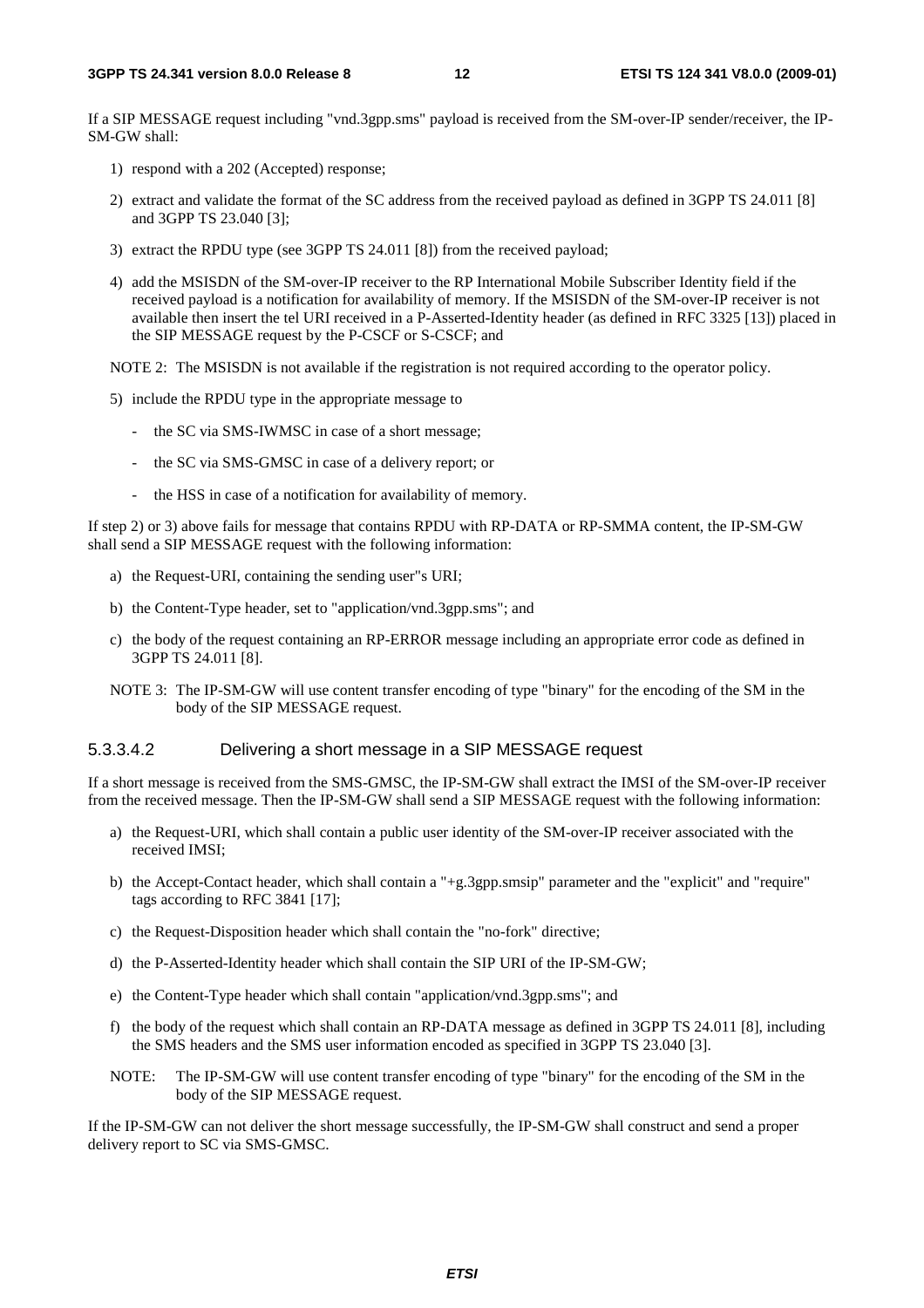If a SIP MESSAGE request including "vnd.3gpp.sms" payload is received from the SM-over-IP sender/receiver, the IP-SM-GW shall:

1) respond with a 202 (Accepted) response;

2) extract and validate the format of the SC address from the received payload as defined in 3GPP TS 24.011 [8] and 3GPP TS 23.040 [3];

3) extract the RPDU type (see 3GPP TS 24.011 [8]) from the received payload;

4) add the MSISDN of the SM-over-IP receiver to the RP International Mobile Subscriber Identity field if the received payload is a notification for availability of memory. If the MSISDN of the SM-over-IP receiver is not available then insert the tel URI received in a P-Asserted-Identity header (as defined in RFC 3325 [13]) placed in the SIP MESSAGE request by the P-CSCF or S-CSCF; and

NOTE 2: The MSISDN is not available if the registration is not required according to the operator policy.

5) include the RPDU type in the appropriate message to

   - the SC via SMS-IWMSC in case of a short message;
   - the SC via SMS-GMSC in case of a delivery report; or
   - the HSS in case of a notification for availability of memory.

If step 2) or 3) above fails for message that contains RPDU with RP-DATA or RP-SMMA content, the IP-SM-GW shall send a SIP MESSAGE request with the following information:

a) the Request-URI, containing the sending user"s URI;

b) the Content-Type header, set to "application/vnd.3gpp.sms"; and

c) the body of the request containing an RP-ERROR message including an appropriate error code as defined in 3GPP TS 24.011 [8].

NOTE 3: The IP-SM-GW will use content transfer encoding of type "binary" for the encoding of the SM in the body of the SIP MESSAGE request.

##### 5.3.3.4.2 Delivering a short message in a SIP MESSAGE request

If a short message is received from the SMS-GMSC, the IP-SM-GW shall extract the IMSI of the SM-over-IP receiver from the received message. Then the IP-SM-GW shall send a SIP MESSAGE request with the following information:

a) the Request-URI, which shall contain a public user identity of the SM-over-IP receiver associated with the received IMSI;

b) the Accept-Contact header, which shall contain a "+g.3gpp.smsip" parameter and the "explicit" and "require" tags according to RFC 3841 [17];

c) the Request-Disposition header which shall contain the "no-fork" directive;

d) the P-Asserted-Identity header which shall contain the SIP URI of the IP-SM-GW;

e) the Content-Type header which shall contain "application/vnd.3gpp.sms"; and

f) the body of the request which shall contain an RP-DATA message as defined in 3GPP TS 24.011 [8], including the SMS headers and the SMS user information encoded as specified in 3GPP TS 23.040 [3].

NOTE: The IP-SM-GW will use content transfer encoding of type "binary" for the encoding of the SM in the body of the SIP MESSAGE request.

If the IP-SM-GW can not deliver the short message successfully, the IP-SM-GW shall construct and send a proper delivery report to SC via SMS-GMSC.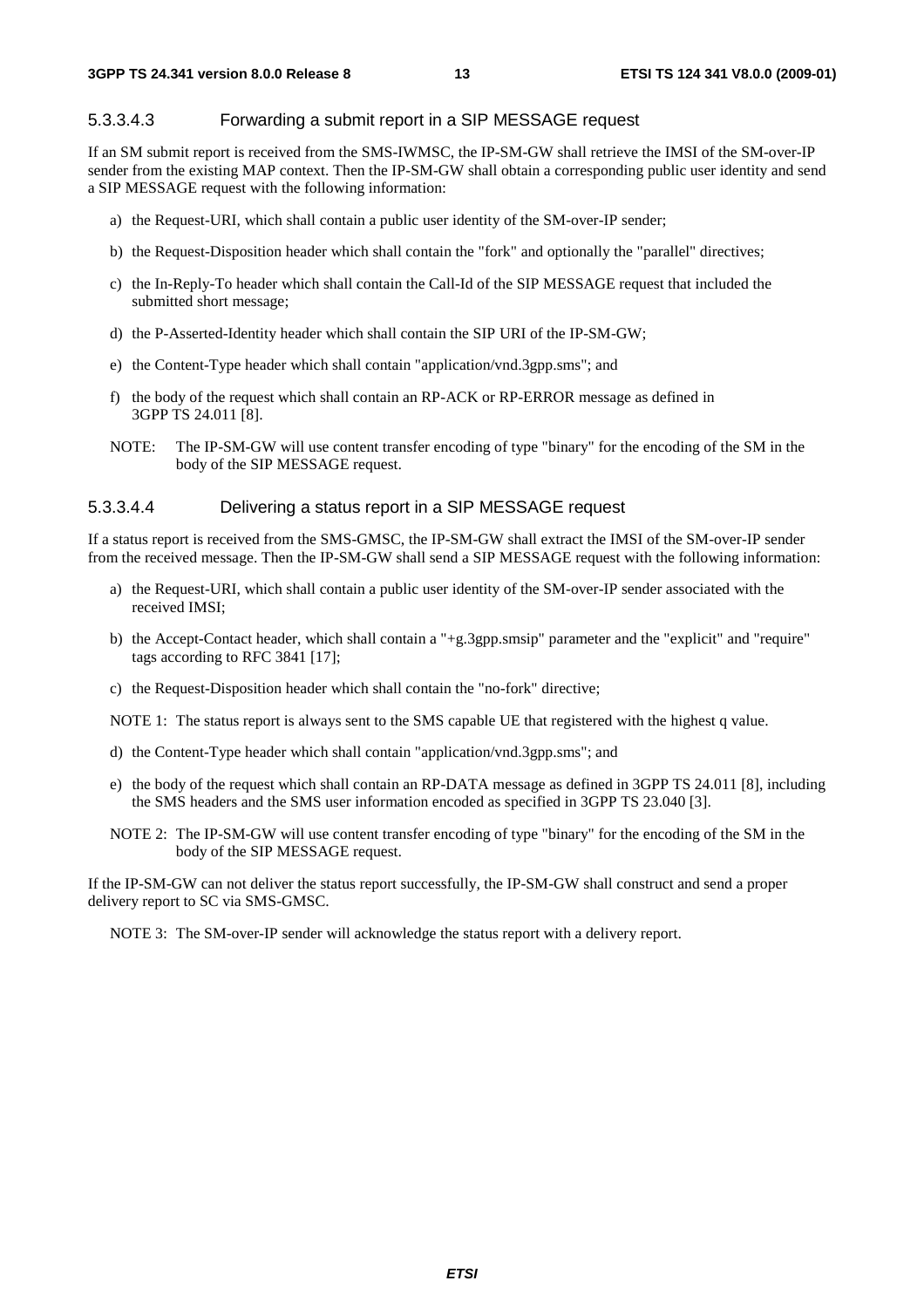#### 5.3.3.4.3 Forwarding a submit report in a SIP MESSAGE request

If an SM submit report is received from the SMS-IWMSC, the IP-SM-GW shall retrieve the IMSI of the SM-over-IP sender from the existing MAP context. Then the IP-SM-GW shall obtain a corresponding public user identity and send a SIP MESSAGE request with the following information:

a) the Request-URI, which shall contain a public user identity of the SM-over-IP sender;

b) the Request-Disposition header which shall contain the "fork" and optionally the "parallel" directives;

c) the In-Reply-To header which shall contain the Call-Id of the SIP MESSAGE request that included the submitted short message;

d) the P-Asserted-Identity header which shall contain the SIP URI of the IP-SM-GW;

e) the Content-Type header which shall contain "application/vnd.3gpp.sms"; and

f) the body of the request which shall contain an RP-ACK or RP-ERROR message as defined in 3GPP TS 24.011 [8].

NOTE: The IP-SM-GW will use content transfer encoding of type "binary" for the encoding of the SM in the body of the SIP MESSAGE request.

#### 5.3.3.4.4 Delivering a status report in a SIP MESSAGE request

If a status report is received from the SMS-GMSC, the IP-SM-GW shall extract the IMSI of the SM-over-IP sender from the received message. Then the IP-SM-GW shall send a SIP MESSAGE request with the following information:

a) the Request-URI, which shall contain a public user identity of the SM-over-IP sender associated with the received IMSI;

b) the Accept-Contact header, which shall contain a "+g.3gpp.smsip" parameter and the "explicit" and "require" tags according to RFC 3841 [17];

c) the Request-Disposition header which shall contain the "no-fork" directive;

NOTE 1: The status report is always sent to the SMS capable UE that registered with the highest q value.

d) the Content-Type header which shall contain "application/vnd.3gpp.sms"; and

e) the body of the request which shall contain an RP-DATA message as defined in 3GPP TS 24.011 [8], including the SMS headers and the SMS user information encoded as specified in 3GPP TS 23.040 [3].

NOTE 2: The IP-SM-GW will use content transfer encoding of type "binary" for the encoding of the SM in the body of the SIP MESSAGE request.

If the IP-SM-GW can not deliver the status report successfully, the IP-SM-GW shall construct and send a proper delivery report to SC via SMS-GMSC.

NOTE 3: The SM-over-IP sender will acknowledge the status report with a delivery report.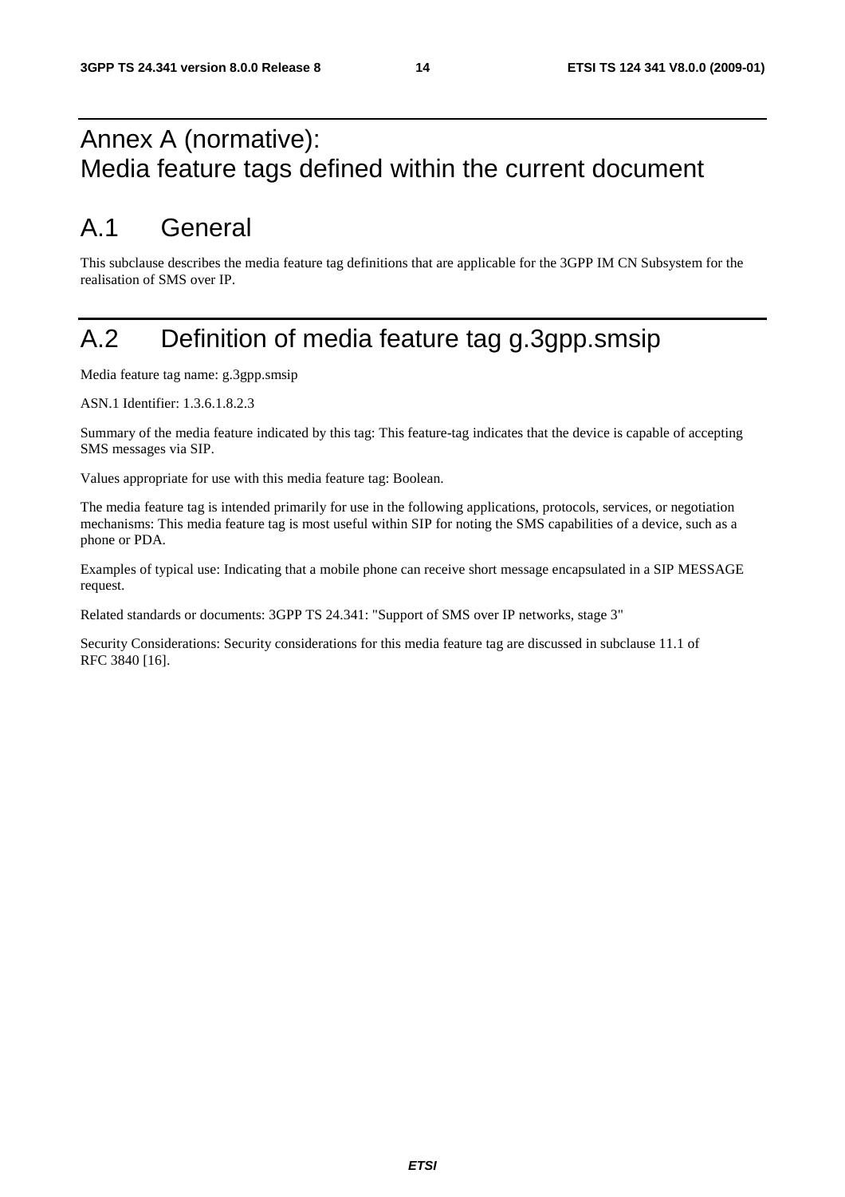# Annex A (normative): Media feature tags defined within the current document

## A.1 General

This subclause describes the media feature tag definitions that are applicable for the 3GPP IM CN Subsystem for the realisation of SMS over IP.

## A.2 Definition of media feature tag g.3gpp.smsip

Media feature tag name: g.3gpp.smsip

ASN.1 Identifier: 1.3.6.1.8.2.3

Summary of the media feature indicated by this tag: This feature-tag indicates that the device is capable of accepting SMS messages via SIP.

Values appropriate for use with this media feature tag: Boolean.

The media feature tag is intended primarily for use in the following applications, protocols, services, or negotiation mechanisms: This media feature tag is most useful within SIP for noting the SMS capabilities of a device, such as a phone or PDA.

Examples of typical use: Indicating that a mobile phone can receive short message encapsulated in a SIP MESSAGE request.

Related standards or documents: 3GPP TS 24.341: "Support of SMS over IP networks, stage 3"

Security Considerations: Security considerations for this media feature tag are discussed in subclause 11.1 of RFC 3840 [16].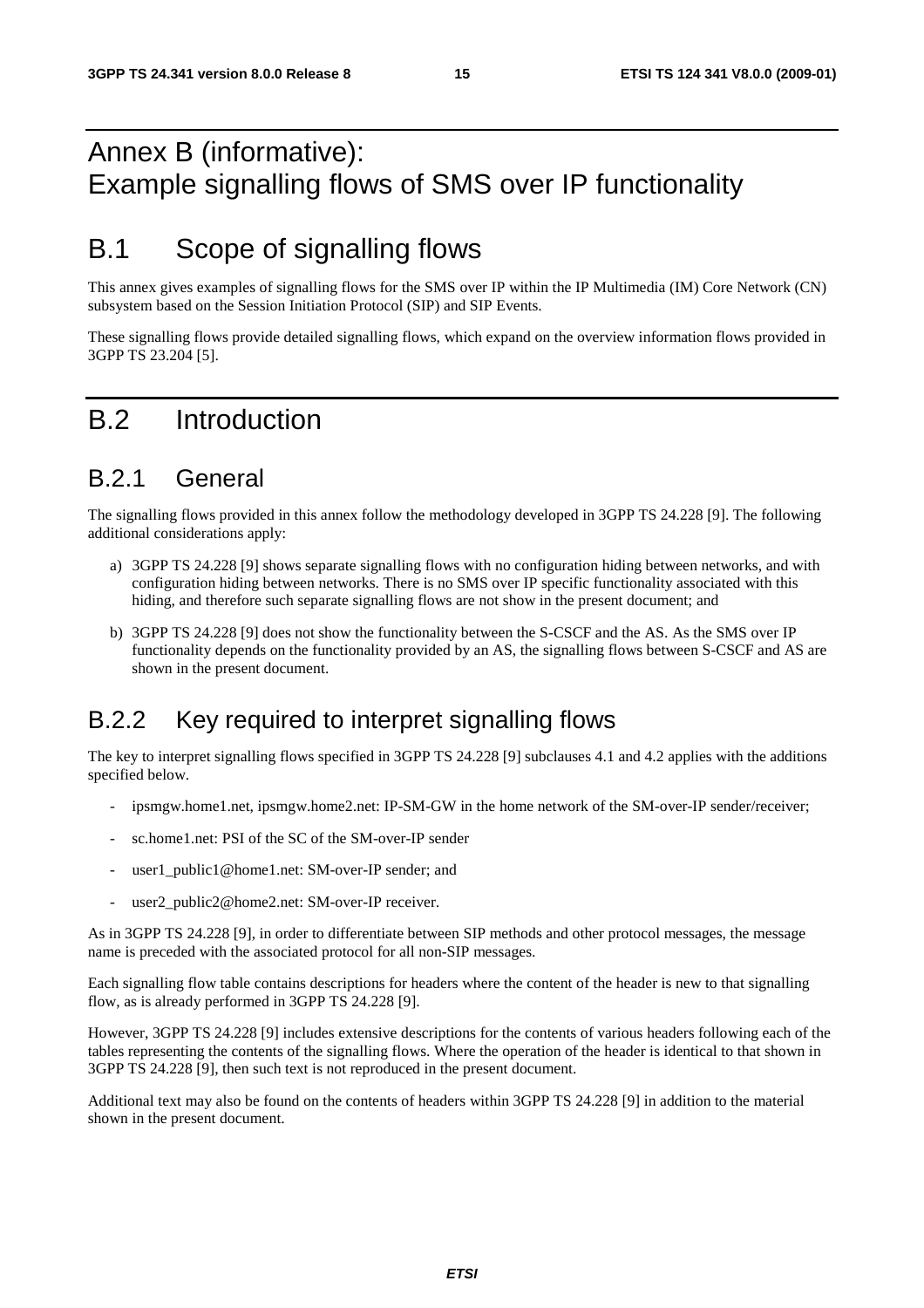# Annex B (informative): Example signalling flows of SMS over IP functionality

# B.1 Scope of signalling flows

This annex gives examples of signalling flows for the SMS over IP within the IP Multimedia (IM) Core Network (CN) subsystem based on the Session Initiation Protocol (SIP) and SIP Events.

These signalling flows provide detailed signalling flows, which expand on the overview information flows provided in 3GPP TS 23.204 [5].

# B.2 Introduction

## B.2.1 General

The signalling flows provided in this annex follow the methodology developed in 3GPP TS 24.228 [9]. The following additional considerations apply:

a) 3GPP TS 24.228 [9] shows separate signalling flows with no configuration hiding between networks, and with configuration hiding between networks. There is no SMS over IP specific functionality associated with this hiding, and therefore such separate signalling flows are not show in the present document; and

b) 3GPP TS 24.228 [9] does not show the functionality between the S-CSCF and the AS. As the SMS over IP functionality depends on the functionality provided by an AS, the signalling flows between S-CSCF and AS are shown in the present document.

## B.2.2 Key required to interpret signalling flows

The key to interpret signalling flows specified in 3GPP TS 24.228 [9] subclauses 4.1 and 4.2 applies with the additions specified below.

- ipsmgw.home1.net, ipsmgw.home2.net: IP-SM-GW in the home network of the SM-over-IP sender/receiver;
- sc.home1.net: PSI of the SC of the SM-over-IP sender
- user1_public1@home1.net: SM-over-IP sender; and
- user2_public2@home2.net: SM-over-IP receiver.

As in 3GPP TS 24.228 [9], in order to differentiate between SIP methods and other protocol messages, the message name is preceded with the associated protocol for all non-SIP messages.

Each signalling flow table contains descriptions for headers where the content of the header is new to that signalling flow, as is already performed in 3GPP TS 24.228 [9].

However, 3GPP TS 24.228 [9] includes extensive descriptions for the contents of various headers following each of the tables representing the contents of the signalling flows. Where the operation of the header is identical to that shown in 3GPP TS 24.228 [9], then such text is not reproduced in the present document.

Additional text may also be found on the contents of headers within 3GPP TS 24.228 [9] in addition to the material shown in the present document.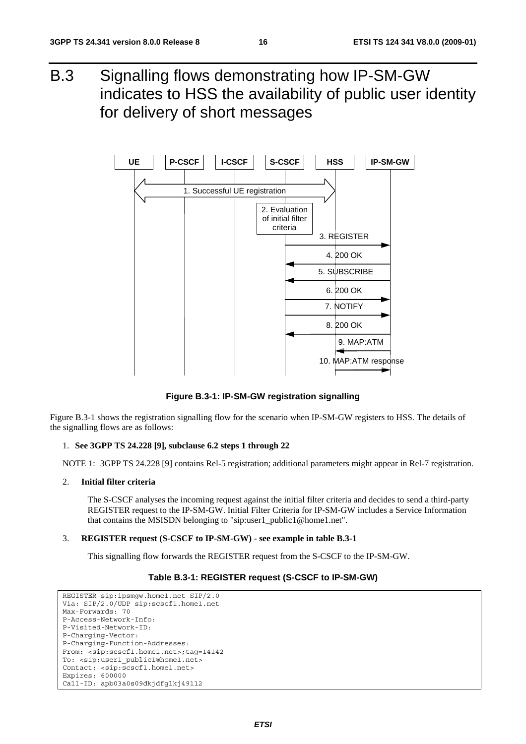# B.3 Signalling flows demonstrating how IP-SM-GW indicates to HSS the availability of public user identity for delivery of short messages

**Figure B.3-1: IP-SM-GW registration signalling**

Figure B.3-1 shows the registration signalling flow for the scenario when IP-SM-GW registers to HSS. The details of the signalling flows are as follows:

1. **See 3GPP TS 24.228 [9], subclause 6.2 steps 1 through 22**

NOTE 1: 3GPP TS 24.228 [9] contains Rel-5 registration; additional parameters might appear in Rel-7 registration.

2. **Initial filter criteria**

   The S-CSCF analyses the incoming request against the initial filter criteria and decides to send a third-party REGISTER request to the IP-SM-GW. Initial Filter Criteria for IP-SM-GW includes a Service Information that contains the MSISDN belonging to "sip:user1_public1@home1.net".

3. **REGISTER request (S-CSCF to IP-SM-GW) - see example in table B.3-1**

   This signalling flow forwards the REGISTER request from the S-CSCF to the IP-SM-GW.

**Table B.3-1: REGISTER request (S-CSCF to IP-SM-GW)**

```
REGISTER sip:ipsmgw.home1.net SIP/2.0
Via: SIP/2.0/UDP sip:scscf1.home1.net
Max-Forwards: 70
P-Access-Network-Info:
P-Visited-Network-ID:
P-Charging-Vector:
P-Charging-Function-Addresses:
From: <sip:scscf1.home1.net>;tag=14142
To: <sip:user1_public1@home1.net>
Contact: <sip:scscf1.home1.net>
Expires: 600000
Call-ID: apb03a0s09dkjdfglkj49112
```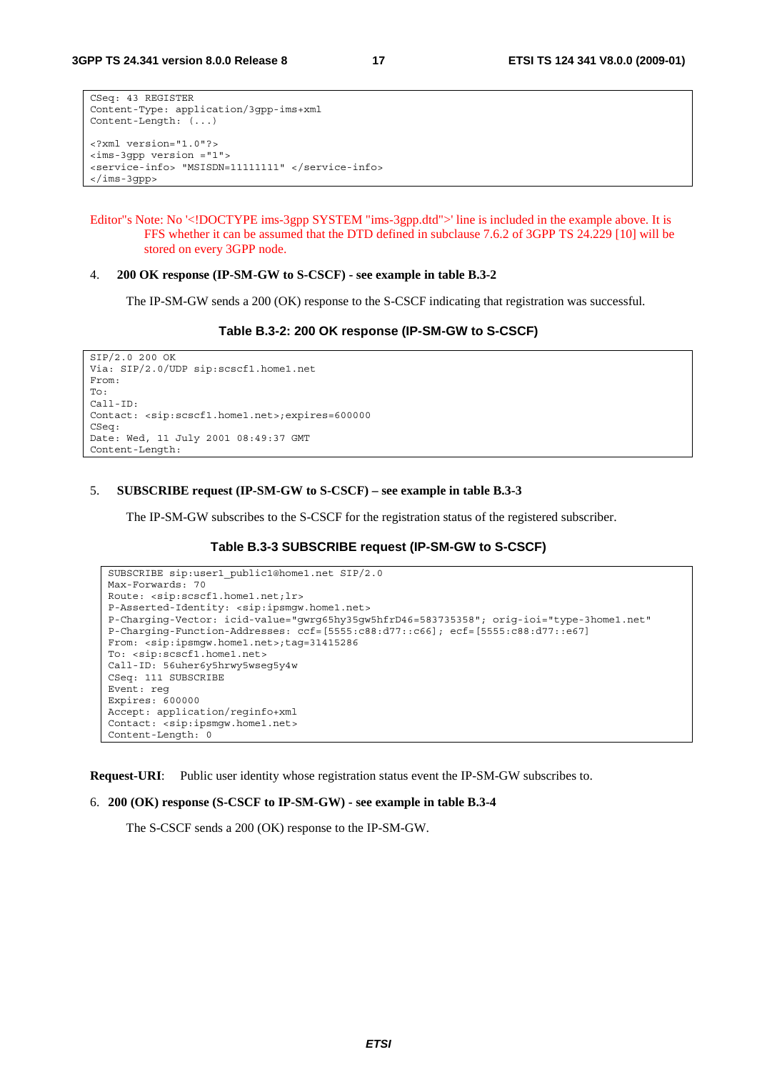```
CSeq: 43 REGISTER
Content-Type: application/3gpp-ims+xml
Content-Length: (...)

<?xml version="1.0"?>
<ims-3gpp version ="1">
<service-info> "MSISDN=11111111" </service-info>
</ims-3gpp>
```

Editor"s Note: No '<!DOCTYPE ims-3gpp SYSTEM "ims-3gpp.dtd">' line is included in the example above. It is FFS whether it can be assumed that the DTD defined in subclause 7.6.2 of 3GPP TS 24.229 [10] will be stored on every 3GPP node.

4. **200 OK response (IP-SM-GW to S-CSCF) - see example in table B.3-2**

The IP-SM-GW sends a 200 (OK) response to the S-CSCF indicating that registration was successful.

**Table B.3-2: 200 OK response (IP-SM-GW to S-CSCF)**

```
SIP/2.0 200 OK
Via: SIP/2.0/UDP sip:scscf1.home1.net
From:
To:
Call-ID:
Contact: <sip:scscf1.home1.net>;expires=600000
CSeq:
Date: Wed, 11 July 2001 08:49:37 GMT
Content-Length:
```

5. **SUBSCRIBE request (IP-SM-GW to S-CSCF) – see example in table B.3-3**

The IP-SM-GW subscribes to the S-CSCF for the registration status of the registered subscriber.

**Table B.3-3 SUBSCRIBE request (IP-SM-GW to S-CSCF)**

```
SUBSCRIBE sip:user1_public1@home1.net SIP/2.0
Max-Forwards: 70
Route: <sip:scscf1.home1.net;lr>
P-Asserted-Identity: <sip:ipsmgw.home1.net>
P-Charging-Vector: icid-value="gwrg65hy35gw5hfrD46=583735358"; orig-ioi="type-3home1.net"
P-Charging-Function-Addresses: ccf=[5555:c88:d77::c66]; ecf=[5555:c88:d77::e67]
From: <sip:ipsmgw.home1.net>;tag=31415286
To: <sip:scscf1.home1.net>
Call-ID: 56uher6y5hrwy5wseg5y4w
CSeq: 111 SUBSCRIBE
Event: reg
Expires: 600000
Accept: application/reginfo+xml
Contact: <sip:ipsmgw.home1.net>
Content-Length: 0
```

**Request-URI**: Public user identity whose registration status event the IP-SM-GW subscribes to.

6. **200 (OK) response (S-CSCF to IP-SM-GW) - see example in table B.3-4**

The S-CSCF sends a 200 (OK) response to the IP-SM-GW.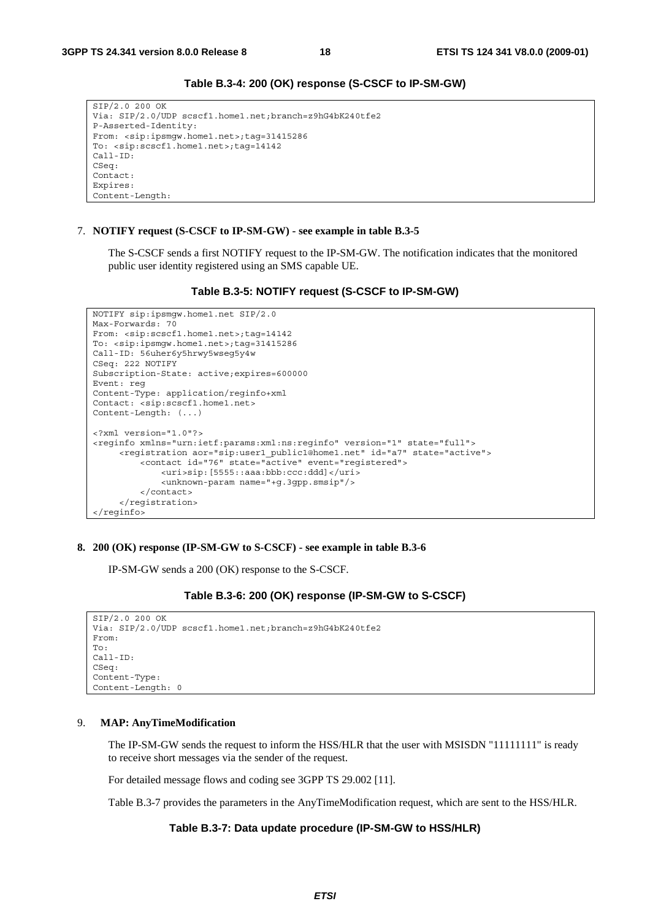**Table B.3-4: 200 (OK) response (S-CSCF to IP-SM-GW)**

```
SIP/2.0 200 OK
Via: SIP/2.0/UDP scscf1.home1.net;branch=z9hG4bK240tfe2
P-Asserted-Identity:
From: <sip:ipsmgw.home1.net>;tag=31415286
To: <sip:scscf1.home1.net>;tag=14142
Call-ID:
CSeq:
Contact:
Expires:
Content-Length:
```

7. **NOTIFY request (S-CSCF to IP-SM-GW) - see example in table B.3-5**

   The S-CSCF sends a first NOTIFY request to the IP-SM-GW. The notification indicates that the monitored public user identity registered using an SMS capable UE.

**Table B.3-5: NOTIFY request (S-CSCF to IP-SM-GW)**

```
NOTIFY sip:ipsmgw.home1.net SIP/2.0
Max-Forwards: 70
From: <sip:scscf1.home1.net>;tag=14142
To: <sip:ipsmgw.home1.net>;tag=31415286
Call-ID: 56uher6y5hrwy5wseg5y4w
CSeq: 222 NOTIFY
Subscription-State: active;expires=600000
Event: reg
Content-Type: application/reginfo+xml
Contact: <sip:scscf1.home1.net>
Content-Length: (...)

<?xml version="1.0"?>
<reginfo xmlns="urn:ietf:params:xml:ns:reginfo" version="1" state="full">
     <registration aor="sip:user1_public1@home1.net" id="a7" state="active">
          <contact id="76" state="active" event="registered">
               <uri>sip:[5555::aaa:bbb:ccc:ddd]</uri>
               <unknown-param name="+g.3gpp.smsip"/>
          </contact>
     </registration>
</reginfo>
```

8. **200 (OK) response (IP-SM-GW to S-CSCF) - see example in table B.3-6**

   IP-SM-GW sends a 200 (OK) response to the S-CSCF.

**Table B.3-6: 200 (OK) response (IP-SM-GW to S-CSCF)**

```
SIP/2.0 200 OK
Via: SIP/2.0/UDP scscf1.home1.net;branch=z9hG4bK240tfe2
From:
To:
Call-ID:
CSeq:
Content-Type:
Content-Length: 0
```

9. **MAP: AnyTimeModification**

   The IP-SM-GW sends the request to inform the HSS/HLR that the user with MSISDN "11111111" is ready to receive short messages via the sender of the request.

   For detailed message flows and coding see 3GPP TS 29.002 [11].

   Table B.3-7 provides the parameters in the AnyTimeModification request, which are sent to the HSS/HLR.

**Table B.3-7: Data update procedure (IP-SM-GW to HSS/HLR)**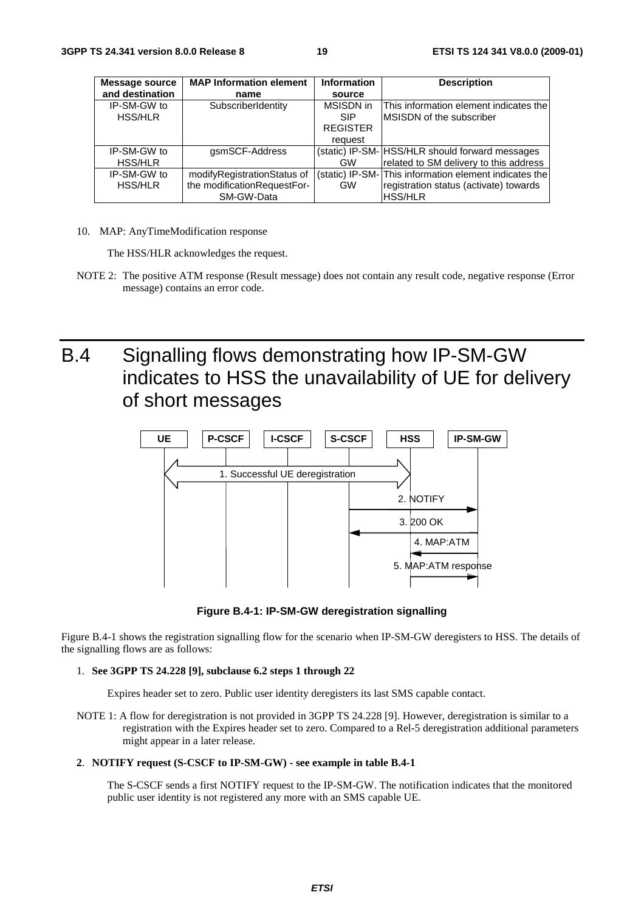| Message source and destination | MAP Information element name | Information source | Description |
|---|---|---|---|
| IP-SM-GW to HSS/HLR | SubscriberIdentity | MSISDN in SIP REGISTER request | This information element indicates the MSISDN of the subscriber |
| IP-SM-GW to HSS/HLR | gsmSCF-Address | (static) IP-SM-GW | HSS/HLR should forward messages related to SM delivery to this address |
| IP-SM-GW to HSS/HLR | modifyRegistrationStatus of the modificationRequestFor-SM-GW-Data | (static) IP-SM-GW | This information element indicates the registration status (activate) towards HSS/HLR |

10. MAP: AnyTimeModification response

    The HSS/HLR acknowledges the request.

NOTE 2: The positive ATM response (Result message) does not contain any result code, negative response (Error message) contains an error code.

# B.4 Signalling flows demonstrating how IP-SM-GW indicates to HSS the unavailability of UE for delivery of short messages

UE | P-CSCF | I-CSCF | S-CSCF | HSS | IP-SM-GW

1. Successful UE deregistration
2. NOTIFY
3. 200 OK
4. MAP:ATM
5. MAP:ATM response

**Figure B.4-1: IP-SM-GW deregistration signalling**

Figure B.4-1 shows the registration signalling flow for the scenario when IP-SM-GW deregisters to HSS. The details of the signalling flows are as follows:

1. **See 3GPP TS 24.228 [9], subclause 6.2 steps 1 through 22**

   Expires header set to zero. Public user identity deregisters its last SMS capable contact.

NOTE 1: A flow for deregistration is not provided in 3GPP TS 24.228 [9]. However, deregistration is similar to a registration with the Expires header set to zero. Compared to a Rel-5 deregistration additional parameters might appear in a later release.

2. **NOTIFY request (S-CSCF to IP-SM-GW) - see example in table B.4-1**

   The S-CSCF sends a first NOTIFY request to the IP-SM-GW. The notification indicates that the monitored public user identity is not registered any more with an SMS capable UE.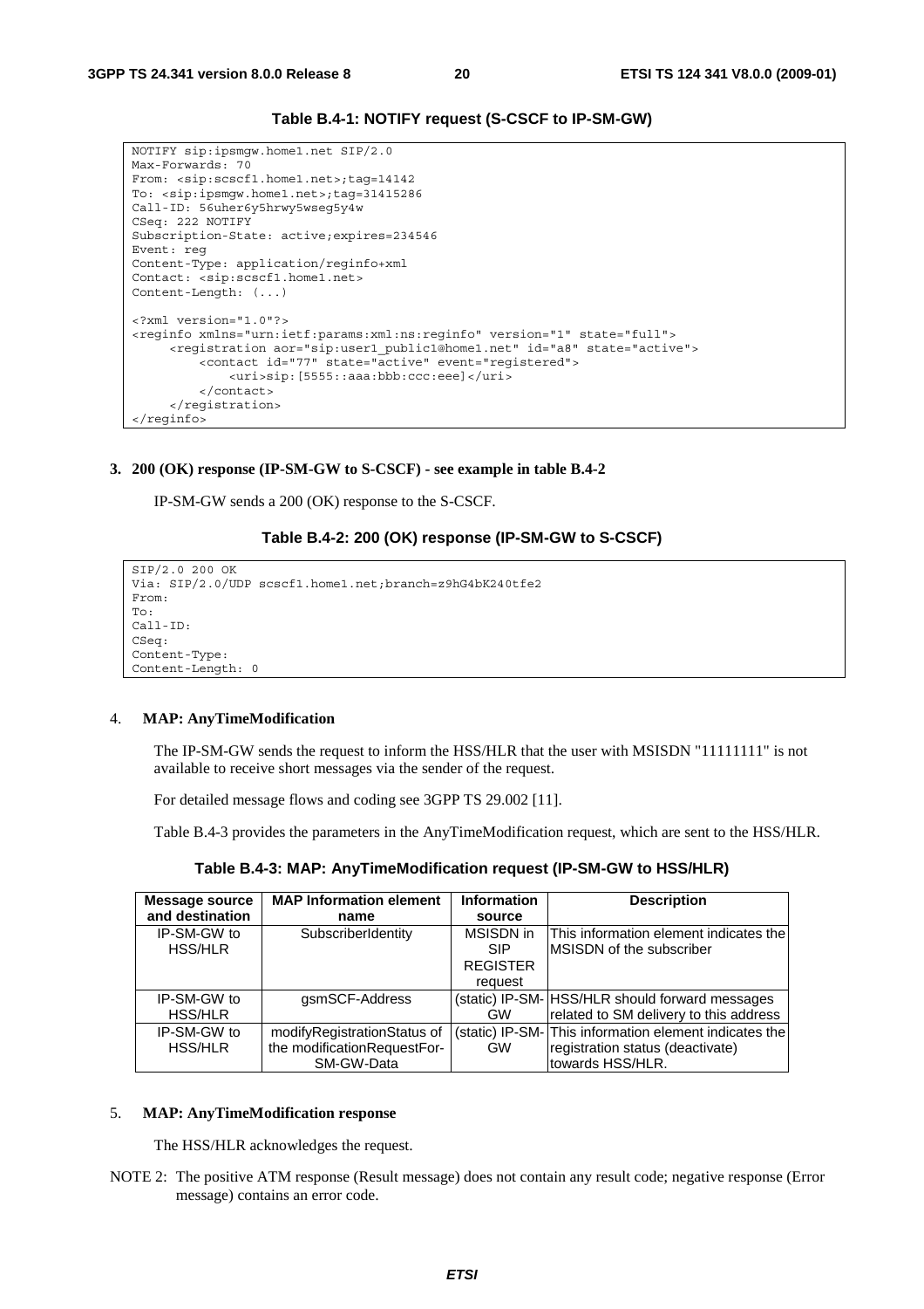**Table B.4-1: NOTIFY request (S-CSCF to IP-SM-GW)**

```
NOTIFY sip:ipsmgw.home1.net SIP/2.0
Max-Forwards: 70
From: <sip:scscf1.home1.net>;tag=14142
To: <sip:ipsmgw.home1.net>;tag=31415286
Call-ID: 56uher6y5hrwy5wseg5y4w
CSeq: 222 NOTIFY
Subscription-State: active;expires=234546
Event: reg
Content-Type: application/reginfo+xml
Contact: <sip:scscf1.home1.net>
Content-Length: (...)

<?xml version="1.0"?>
<reginfo xmlns="urn:ietf:params:xml:ns:reginfo" version="1" state="full">
     <registration aor="sip:user1_public1@home1.net" id="a8" state="active">
          <contact id="77" state="active" event="registered">
               <uri>sip:[5555::aaa:bbb:ccc:eee]</uri>
          </contact>
     </registration>
</reginfo>
```

**3. 200 (OK) response (IP-SM-GW to S-CSCF) - see example in table B.4-2**

IP-SM-GW sends a 200 (OK) response to the S-CSCF.

**Table B.4-2: 200 (OK) response (IP-SM-GW to S-CSCF)**

```
SIP/2.0 200 OK
Via: SIP/2.0/UDP scscf1.home1.net;branch=z9hG4bK240tfe2
From:
To:
Call-ID:
CSeq:
Content-Type:
Content-Length: 0
```

4. **MAP: AnyTimeModification**

The IP-SM-GW sends the request to inform the HSS/HLR that the user with MSISDN "11111111" is not available to receive short messages via the sender of the request.

For detailed message flows and coding see 3GPP TS 29.002 [11].

Table B.4-3 provides the parameters in the AnyTimeModification request, which are sent to the HSS/HLR.

**Table B.4-3: MAP: AnyTimeModification request (IP-SM-GW to HSS/HLR)**

| Message source and destination | MAP Information element name | Information source | Description |
|---|---|---|---|
| IP-SM-GW to HSS/HLR | SubscriberIdentity | MSISDN in SIP REGISTER request | This information element indicates the MSISDN of the subscriber |
| IP-SM-GW to HSS/HLR | gsmSCF-Address | (static) IP-SM-GW | HSS/HLR should forward messages related to SM delivery to this address |
| IP-SM-GW to HSS/HLR | modifyRegistrationStatus of the modificationRequestFor-SM-GW-Data | (static) IP-SM-GW | This information element indicates the registration status (deactivate) towards HSS/HLR. |

5. **MAP: AnyTimeModification response**

The HSS/HLR acknowledges the request.

NOTE 2: The positive ATM response (Result message) does not contain any result code; negative response (Error message) contains an error code.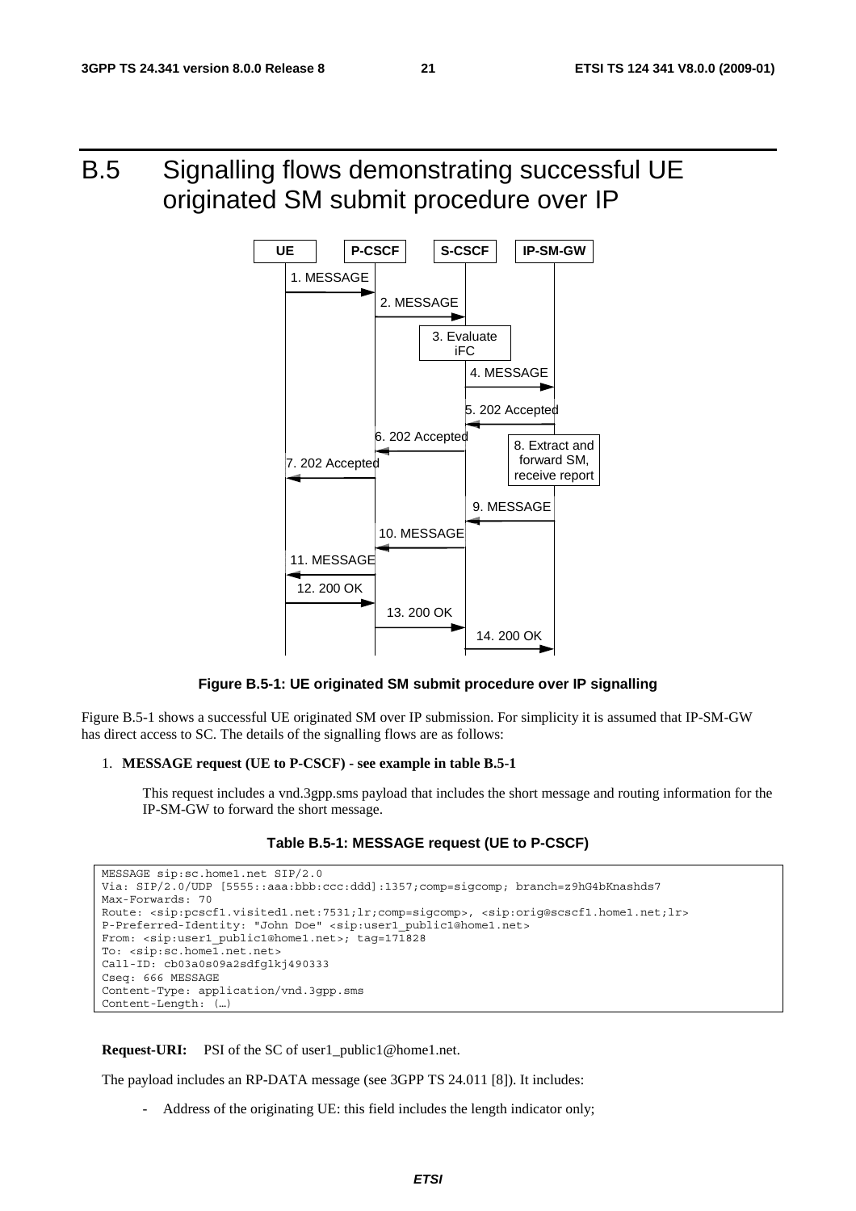# B.5 Signalling flows demonstrating successful UE originated SM submit procedure over IP

**Figure B.5-1: UE originated SM submit procedure over IP signalling**

Figure B.5-1 shows a successful UE originated SM over IP submission. For simplicity it is assumed that IP-SM-GW has direct access to SC. The details of the signalling flows are as follows:

1. **MESSAGE request (UE to P-CSCF) - see example in table B.5-1**

   This request includes a vnd.3gpp.sms payload that includes the short message and routing information for the IP-SM-GW to forward the short message.

**Table B.5-1: MESSAGE request (UE to P-CSCF)**

```
MESSAGE sip:sc.home1.net SIP/2.0
Via: SIP/2.0/UDP [5555::aaa:bbb:ccc:ddd]:1357;comp=sigcomp; branch=z9hG4bKnashds7
Max-Forwards: 70
Route: <sip:pcscf1.visited1.net:7531;lr;comp=sigcomp>, <sip:orig@scscf1.home1.net;lr>
P-Preferred-Identity: "John Doe" <sip:user1_public1@home1.net>
From: <sip:user1_public1@home1.net>; tag=171828
To: <sip:sc.home1.net.net>
Call-ID: cb03a0s09a2sdfglkj490333
Cseq: 666 MESSAGE
Content-Type: application/vnd.3gpp.sms
Content-Length: (…)
```

**Request-URI:** PSI of the SC of user1_public1@home1.net.

The payload includes an RP-DATA message (see 3GPP TS 24.011 [8]). It includes:

- Address of the originating UE: this field includes the length indicator only;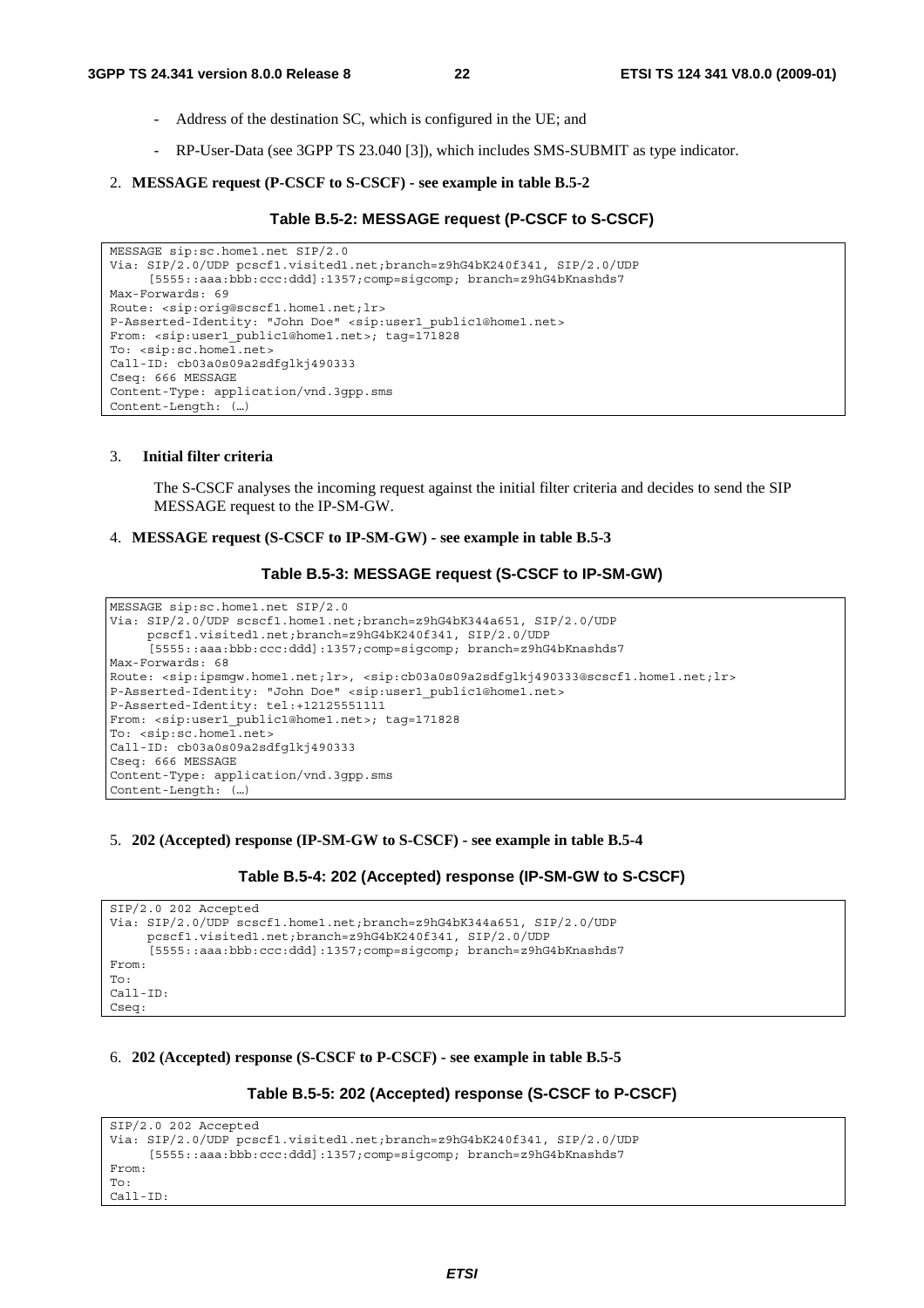- Address of the destination SC, which is configured in the UE; and
- RP-User-Data (see 3GPP TS 23.040 [3]), which includes SMS-SUBMIT as type indicator.

2. **MESSAGE request (P-CSCF to S-CSCF) - see example in table B.5-2**

**Table B.5-2: MESSAGE request (P-CSCF to S-CSCF)**

```
MESSAGE sip:sc.home1.net SIP/2.0
Via: SIP/2.0/UDP pcscf1.visited1.net;branch=z9hG4bK240f341, SIP/2.0/UDP
     [5555::aaa:bbb:ccc:ddd]:1357;comp=sigcomp; branch=z9hG4bKnashds7
Max-Forwards: 69
Route: <sip:orig@scscf1.home1.net;lr>
P-Asserted-Identity: "John Doe" <sip:user1_public1@home1.net>
From: <sip:user1_public1@home1.net>; tag=171828
To: <sip:sc.home1.net>
Call-ID: cb03a0s09a2sdfglkj490333
Cseq: 666 MESSAGE
Content-Type: application/vnd.3gpp.sms
Content-Length: (…)
```

3. **Initial filter criteria**

   The S-CSCF analyses the incoming request against the initial filter criteria and decides to send the SIP MESSAGE request to the IP-SM-GW.

4. **MESSAGE request (S-CSCF to IP-SM-GW) - see example in table B.5-3**

**Table B.5-3: MESSAGE request (S-CSCF to IP-SM-GW)**

```
MESSAGE sip:sc.home1.net SIP/2.0
Via: SIP/2.0/UDP scscf1.home1.net;branch=z9hG4bK344a651, SIP/2.0/UDP
     pcscf1.visited1.net;branch=z9hG4bK240f341, SIP/2.0/UDP
     [5555::aaa:bbb:ccc:ddd]:1357;comp=sigcomp; branch=z9hG4bKnashds7
Max-Forwards: 68
Route: <sip:ipsmgw.home1.net;lr>, <sip:cb03a0s09a2sdfglkj490333@scscf1.home1.net;lr>
P-Asserted-Identity: "John Doe" <sip:user1_public1@home1.net>
P-Asserted-Identity: tel:+12125551111
From: <sip:user1_public1@home1.net>; tag=171828
To: <sip:sc.home1.net>
Call-ID: cb03a0s09a2sdfglkj490333
Cseq: 666 MESSAGE
Content-Type: application/vnd.3gpp.sms
Content-Length: (…)
```

5. **202 (Accepted) response (IP-SM-GW to S-CSCF) - see example in table B.5-4**

**Table B.5-4: 202 (Accepted) response (IP-SM-GW to S-CSCF)**

```
SIP/2.0 202 Accepted
Via: SIP/2.0/UDP scscf1.home1.net;branch=z9hG4bK344a651, SIP/2.0/UDP
     pcscf1.visited1.net;branch=z9hG4bK240f341, SIP/2.0/UDP
     [5555::aaa:bbb:ccc:ddd]:1357;comp=sigcomp; branch=z9hG4bKnashds7
From:
To:
Call-ID:
Cseq:
```

6. **202 (Accepted) response (S-CSCF to P-CSCF) - see example in table B.5-5**

**Table B.5-5: 202 (Accepted) response (S-CSCF to P-CSCF)**

```
SIP/2.0 202 Accepted
Via: SIP/2.0/UDP pcscf1.visited1.net;branch=z9hG4bK240f341, SIP/2.0/UDP
     [5555::aaa:bbb:ccc:ddd]:1357;comp=sigcomp; branch=z9hG4bKnashds7
From:
To:
Call-ID:
```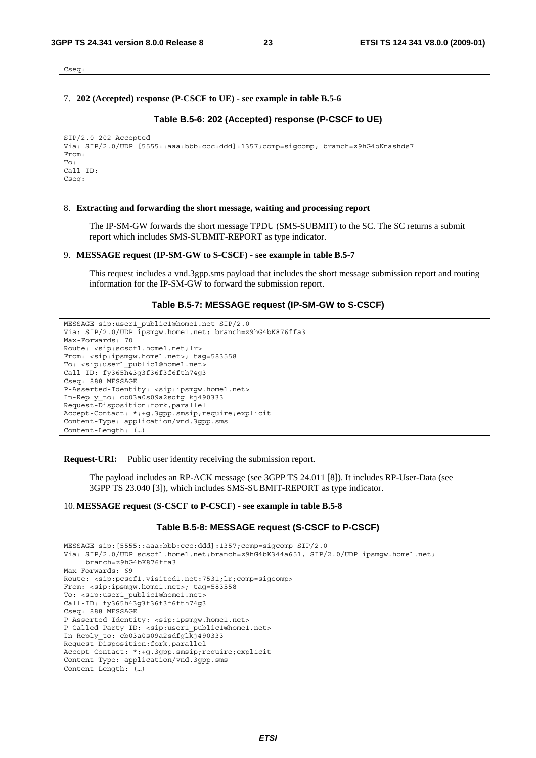```
Cseq:
```

7. **202 (Accepted) response (P-CSCF to UE) - see example in table B.5-6**

**Table B.5-6: 202 (Accepted) response (P-CSCF to UE)**

```
SIP/2.0 202 Accepted
Via: SIP/2.0/UDP [5555::aaa:bbb:ccc:ddd]:1357;comp=sigcomp; branch=z9hG4bKnashds7
From:
To:
Call-ID:
Cseq:
```

8. **Extracting and forwarding the short message, waiting and processing report**

   The IP-SM-GW forwards the short message TPDU (SMS-SUBMIT) to the SC. The SC returns a submit report which includes SMS-SUBMIT-REPORT as type indicator.

9. **MESSAGE request (IP-SM-GW to S-CSCF) - see example in table B.5-7**

   This request includes a vnd.3gpp.sms payload that includes the short message submission report and routing information for the IP-SM-GW to forward the submission report.

**Table B.5-7: MESSAGE request (IP-SM-GW to S-CSCF)**

```
MESSAGE sip:user1_public1@home1.net SIP/2.0
Via: SIP/2.0/UDP ipsmgw.home1.net; branch=z9hG4bK876ffa3
Max-Forwards: 70
Route: <sip:scscf1.home1.net;lr>
From: <sip:ipsmgw.home1.net>; tag=583558
To: <sip:user1_public1@home1.net>
Call-ID: fy365h43g3f36f3f6fth74g3
Cseq: 888 MESSAGE
P-Asserted-Identity: <sip:ipsmgw.home1.net>
In-Reply_to: cb03a0s09a2sdfglkj490333
Request-Disposition:fork,parallel
Accept-Contact: *;+g.3gpp.smsip;require;explicit
Content-Type: application/vnd.3gpp.sms
Content-Length: (…)
```

**Request-URI:** Public user identity receiving the submission report.

The payload includes an RP-ACK message (see 3GPP TS 24.011 [8]). It includes RP-User-Data (see 3GPP TS 23.040 [3]), which includes SMS-SUBMIT-REPORT as type indicator.

10. **MESSAGE request (S-CSCF to P-CSCF) - see example in table B.5-8**

**Table B.5-8: MESSAGE request (S-CSCF to P-CSCF)**

```
MESSAGE sip:[5555::aaa:bbb:ccc:ddd]:1357;comp=sigcomp SIP/2.0
Via: SIP/2.0/UDP scscf1.home1.net;branch=z9hG4bK344a651, SIP/2.0/UDP ipsmgw.home1.net;
     branch=z9hG4bK876ffa3
Max-Forwards: 69
Route: <sip:pcscf1.visited1.net:7531;lr;comp=sigcomp>
From: <sip:ipsmgw.home1.net>; tag=583558
To: <sip:user1_public1@home1.net>
Call-ID: fy365h43g3f36f3f6fth74g3
Cseq: 888 MESSAGE
P-Asserted-Identity: <sip:ipsmgw.home1.net>
P-Called-Party-ID: <sip:user1_public1@home1.net>
In-Reply_to: cb03a0s09a2sdfglkj490333
Request-Disposition:fork,parallel
Accept-Contact: *;+g.3gpp.smsip;require;explicit
Content-Type: application/vnd.3gpp.sms
Content-Length: (…)
```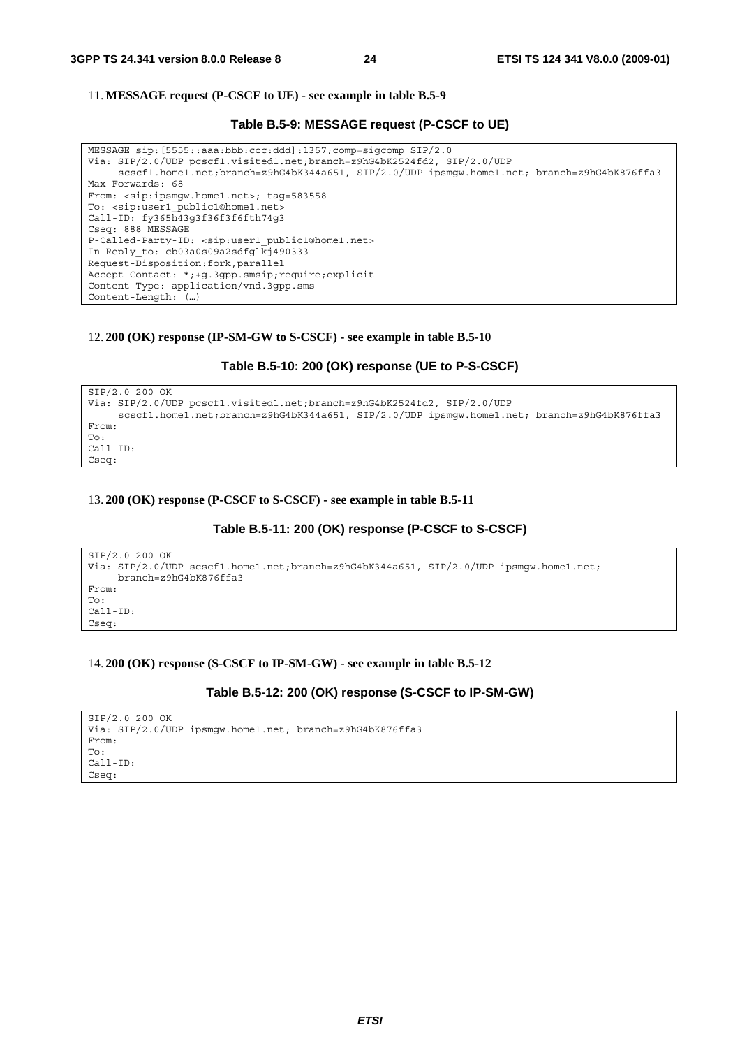11. **MESSAGE request (P-CSCF to UE) - see example in table B.5-9**

**Table B.5-9: MESSAGE request (P-CSCF to UE)**

```
MESSAGE sip:[5555::aaa:bbb:ccc:ddd]:1357;comp=sigcomp SIP/2.0
Via: SIP/2.0/UDP pcscf1.visited1.net;branch=z9hG4bK2524fd2, SIP/2.0/UDP
     scscf1.home1.net;branch=z9hG4bK344a651, SIP/2.0/UDP ipsmgw.home1.net; branch=z9hG4bK876ffa3
Max-Forwards: 68
From: <sip:ipsmgw.home1.net>; tag=583558
To: <sip:user1_public1@home1.net>
Call-ID: fy365h43g3f36f3f6fth74g3
Cseq: 888 MESSAGE
P-Called-Party-ID: <sip:user1_public1@home1.net>
In-Reply_to: cb03a0s09a2sdfglkj490333
Request-Disposition:fork,parallel
Accept-Contact: *;+g.3gpp.smsip;require;explicit
Content-Type: application/vnd.3gpp.sms
Content-Length: (…)
```

12. **200 (OK) response (IP-SM-GW to S-CSCF) - see example in table B.5-10**

**Table B.5-10: 200 (OK) response (UE to P-S-CSCF)**

```
SIP/2.0 200 OK
Via: SIP/2.0/UDP pcscf1.visited1.net;branch=z9hG4bK2524fd2, SIP/2.0/UDP
     scscf1.home1.net;branch=z9hG4bK344a651, SIP/2.0/UDP ipsmgw.home1.net; branch=z9hG4bK876ffa3
From:
To:
Call-ID:
Cseq:
```

13. **200 (OK) response (P-CSCF to S-CSCF) - see example in table B.5-11**

**Table B.5-11: 200 (OK) response (P-CSCF to S-CSCF)**

```
SIP/2.0 200 OK
Via: SIP/2.0/UDP scscf1.home1.net;branch=z9hG4bK344a651, SIP/2.0/UDP ipsmgw.home1.net;
     branch=z9hG4bK876ffa3
From:
To:
Call-ID:
Cseq:
```

14. **200 (OK) response (S-CSCF to IP-SM-GW) - see example in table B.5-12**

**Table B.5-12: 200 (OK) response (S-CSCF to IP-SM-GW)**

```
SIP/2.0 200 OK
Via: SIP/2.0/UDP ipsmgw.home1.net; branch=z9hG4bK876ffa3
From:
To:
Call-ID:
Cseq:
```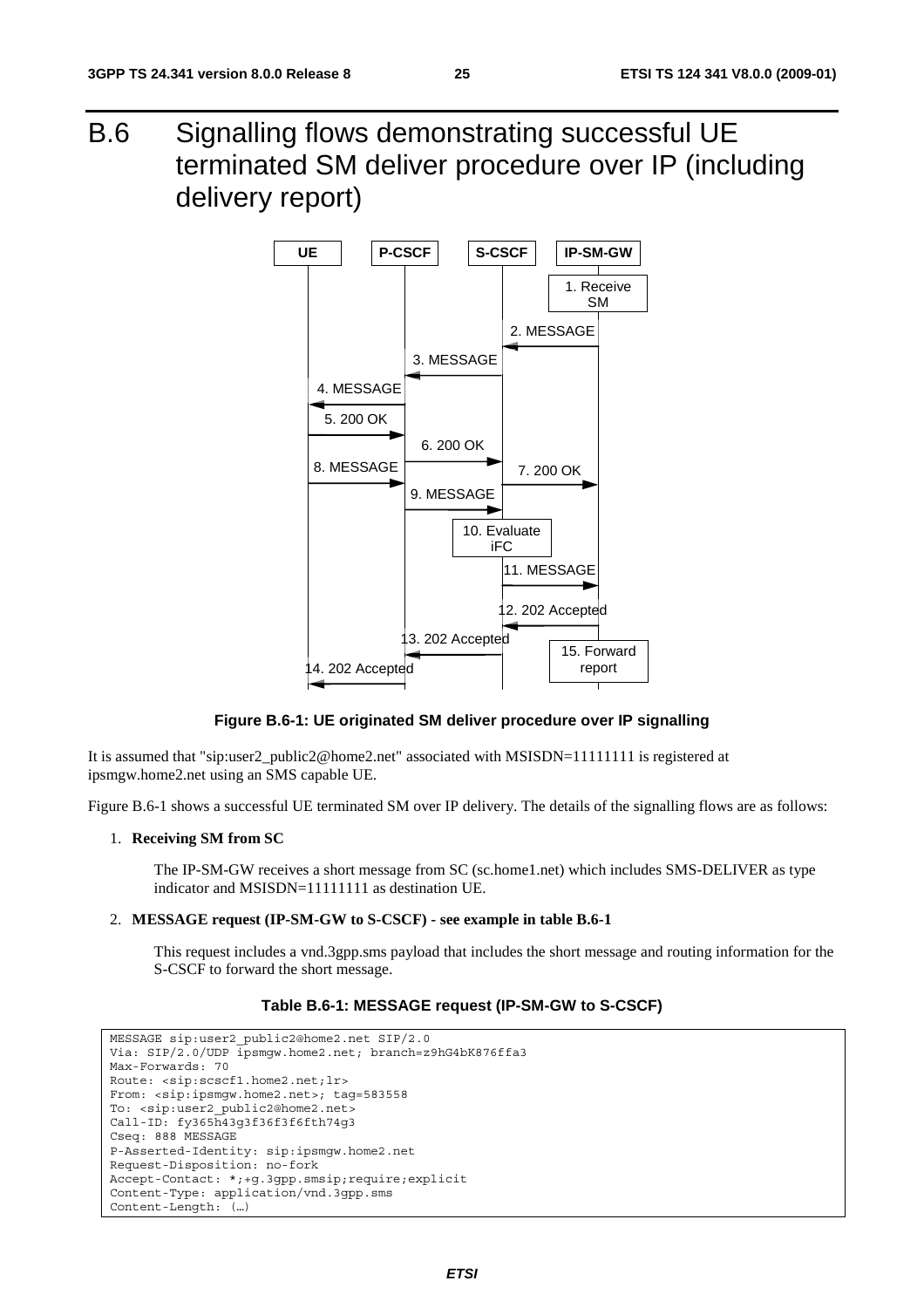# B.6 Signalling flows demonstrating successful UE terminated SM deliver procedure over IP (including delivery report)

**Figure B.6-1: UE originated SM deliver procedure over IP signalling**

It is assumed that "sip:user2_public2@home2.net" associated with MSISDN=11111111 is registered at ipsmgw.home2.net using an SMS capable UE.

Figure B.6-1 shows a successful UE terminated SM over IP delivery. The details of the signalling flows are as follows:

1. **Receiving SM from SC**

   The IP-SM-GW receives a short message from SC (sc.home1.net) which includes SMS-DELIVER as type indicator and MSISDN=11111111 as destination UE.

2. **MESSAGE request (IP-SM-GW to S-CSCF) - see example in table B.6-1**

   This request includes a vnd.3gpp.sms payload that includes the short message and routing information for the S-CSCF to forward the short message.

**Table B.6-1: MESSAGE request (IP-SM-GW to S-CSCF)**

```
MESSAGE sip:user2_public2@home2.net SIP/2.0
Via: SIP/2.0/UDP ipsmgw.home2.net; branch=z9hG4bK876ffa3
Max-Forwards: 70
Route: <sip:scscf1.home2.net;lr>
From: <sip:ipsmgw.home2.net>; tag=583558
To: <sip:user2_public2@home2.net>
Call-ID: fy365h43g3f36f3f6fth74g3
Cseq: 888 MESSAGE
P-Asserted-Identity: sip:ipsmgw.home2.net
Request-Disposition: no-fork
Accept-Contact: *;+g.3gpp.smsip;require;explicit
Content-Type: application/vnd.3gpp.sms
Content-Length: (…)
```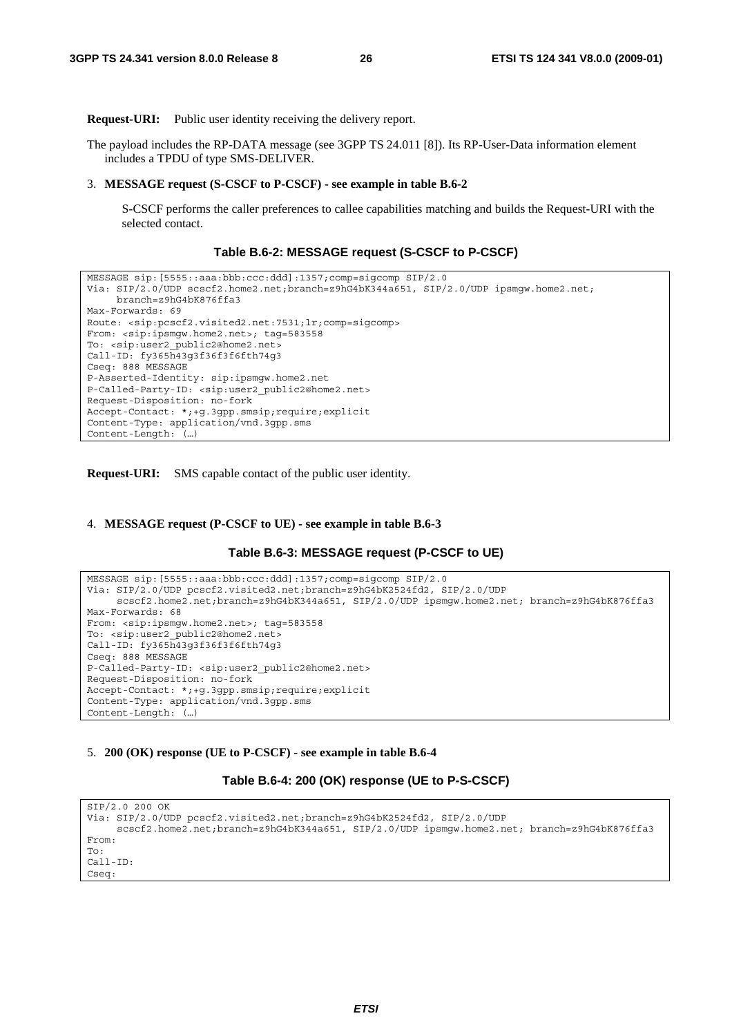**Request-URI:** Public user identity receiving the delivery report.

The payload includes the RP-DATA message (see 3GPP TS 24.011 [8]). Its RP-User-Data information element includes a TPDU of type SMS-DELIVER.

3. **MESSAGE request (S-CSCF to P-CSCF) - see example in table B.6-2**

   S-CSCF performs the caller preferences to callee capabilities matching and builds the Request-URI with the selected contact.

**Table B.6-2: MESSAGE request (S-CSCF to P-CSCF)**

```
MESSAGE sip:[5555::aaa:bbb:ccc:ddd]:1357;comp=sigcomp SIP/2.0
Via: SIP/2.0/UDP scscf2.home2.net;branch=z9hG4bK344a651, SIP/2.0/UDP ipsmgw.home2.net;
     branch=z9hG4bK876ffa3
Max-Forwards: 69
Route: <sip:pcscf2.visited2.net:7531;lr;comp=sigcomp>
From: <sip:ipsmgw.home2.net>; tag=583558
To: <sip:user2_public2@home2.net>
Call-ID: fy365h43g3f36f3f6fth74g3
Cseq: 888 MESSAGE
P-Asserted-Identity: sip:ipsmgw.home2.net
P-Called-Party-ID: <sip:user2_public2@home2.net>
Request-Disposition: no-fork
Accept-Contact: *;+g.3gpp.smsip;require;explicit
Content-Type: application/vnd.3gpp.sms
Content-Length: (…)
```

**Request-URI:** SMS capable contact of the public user identity.

4. **MESSAGE request (P-CSCF to UE) - see example in table B.6-3**

**Table B.6-3: MESSAGE request (P-CSCF to UE)**

```
MESSAGE sip:[5555::aaa:bbb:ccc:ddd]:1357;comp=sigcomp SIP/2.0
Via: SIP/2.0/UDP pcscf2.visited2.net;branch=z9hG4bK2524fd2, SIP/2.0/UDP
     scscf2.home2.net;branch=z9hG4bK344a651, SIP/2.0/UDP ipsmgw.home2.net; branch=z9hG4bK876ffa3
Max-Forwards: 68
From: <sip:ipsmgw.home2.net>; tag=583558
To: <sip:user2_public2@home2.net>
Call-ID: fy365h43g3f36f3f6fth74g3
Cseq: 888 MESSAGE
P-Called-Party-ID: <sip:user2_public2@home2.net>
Request-Disposition: no-fork
Accept-Contact: *;+g.3gpp.smsip;require;explicit
Content-Type: application/vnd.3gpp.sms
Content-Length: (…)
```

5. **200 (OK) response (UE to P-CSCF) - see example in table B.6-4**

**Table B.6-4: 200 (OK) response (UE to P-S-CSCF)**

```
SIP/2.0 200 OK
Via: SIP/2.0/UDP pcscf2.visited2.net;branch=z9hG4bK2524fd2, SIP/2.0/UDP
     scscf2.home2.net;branch=z9hG4bK344a651, SIP/2.0/UDP ipsmgw.home2.net; branch=z9hG4bK876ffa3
From:
To:
Call-ID:
Cseq:
```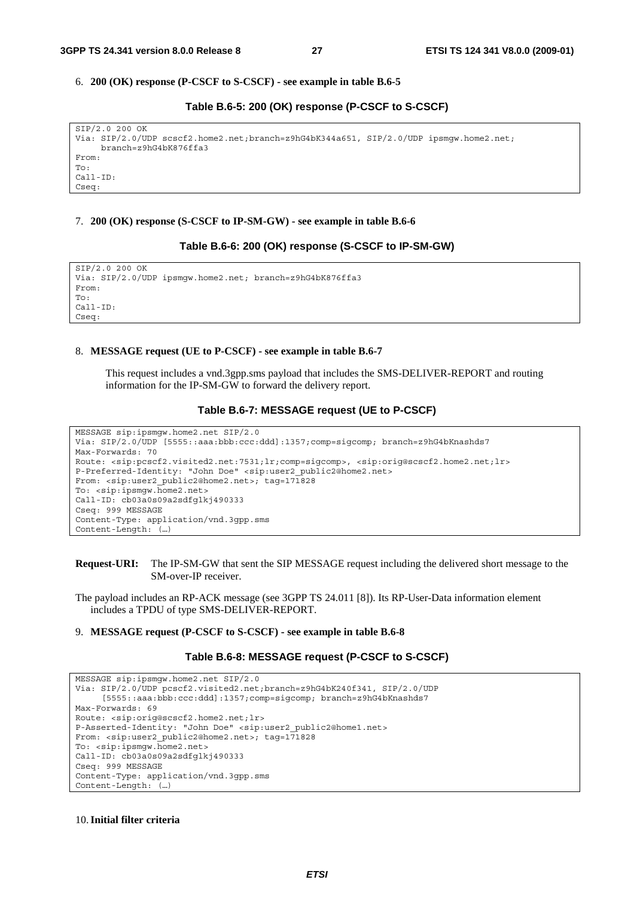6. **200 (OK) response (P-CSCF to S-CSCF) - see example in table B.6-5**

**Table B.6-5: 200 (OK) response (P-CSCF to S-CSCF)**

```
SIP/2.0 200 OK
Via: SIP/2.0/UDP scscf2.home2.net;branch=z9hG4bK344a651, SIP/2.0/UDP ipsmgw.home2.net;
     branch=z9hG4bK876ffa3
From:
To:
Call-ID:
Cseq:
```

7. **200 (OK) response (S-CSCF to IP-SM-GW) - see example in table B.6-6**

**Table B.6-6: 200 (OK) response (S-CSCF to IP-SM-GW)**

```
SIP/2.0 200 OK
Via: SIP/2.0/UDP ipsmgw.home2.net; branch=z9hG4bK876ffa3
From:
To:
Call-ID:
Cseq:
```

8. **MESSAGE request (UE to P-CSCF) - see example in table B.6-7**

   This request includes a vnd.3gpp.sms payload that includes the SMS-DELIVER-REPORT and routing information for the IP-SM-GW to forward the delivery report.

**Table B.6-7: MESSAGE request (UE to P-CSCF)**

```
MESSAGE sip:ipsmgw.home2.net SIP/2.0
Via: SIP/2.0/UDP [5555::aaa:bbb:ccc:ddd]:1357;comp=sigcomp; branch=z9hG4bKnashds7
Max-Forwards: 70
Route: <sip:pcscf2.visited2.net:7531;lr;comp=sigcomp>, <sip:orig@scscf2.home2.net;lr>
P-Preferred-Identity: "John Doe" <sip:user2_public2@home2.net>
From: <sip:user2_public2@home2.net>; tag=171828
To: <sip:ipsmgw.home2.net>
Call-ID: cb03a0s09a2sdfglkj490333
Cseq: 999 MESSAGE
Content-Type: application/vnd.3gpp.sms
Content-Length: (…)
```

**Request-URI:** The IP-SM-GW that sent the SIP MESSAGE request including the delivered short message to the SM-over-IP receiver.

The payload includes an RP-ACK message (see 3GPP TS 24.011 [8]). Its RP-User-Data information element includes a TPDU of type SMS-DELIVER-REPORT.

9. **MESSAGE request (P-CSCF to S-CSCF) - see example in table B.6-8**

**Table B.6-8: MESSAGE request (P-CSCF to S-CSCF)**

```
MESSAGE sip:ipsmgw.home2.net SIP/2.0
Via: SIP/2.0/UDP pcscf2.visited2.net;branch=z9hG4bK240f341, SIP/2.0/UDP
     [5555::aaa:bbb:ccc:ddd]:1357;comp=sigcomp; branch=z9hG4bKnashds7
Max-Forwards: 69
Route: <sip:orig@scscf2.home2.net;lr>
P-Asserted-Identity: "John Doe" <sip:user2_public2@home1.net>
From: <sip:user2_public2@home2.net>; tag=171828
To: <sip:ipsmgw.home2.net>
Call-ID: cb03a0s09a2sdfglkj490333
Cseq: 999 MESSAGE
Content-Type: application/vnd.3gpp.sms
Content-Length: (…)
```

10. **Initial filter criteria**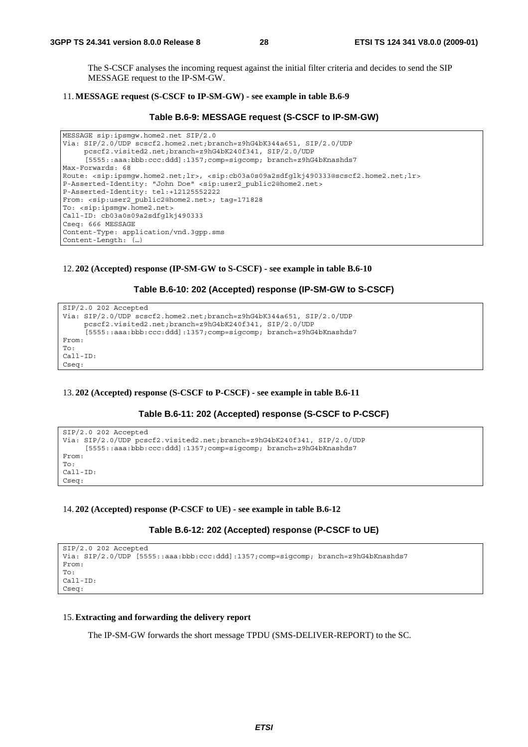The S-CSCF analyses the incoming request against the initial filter criteria and decides to send the SIP MESSAGE request to the IP-SM-GW.

11. **MESSAGE request (S-CSCF to IP-SM-GW) - see example in table B.6-9**

**Table B.6-9: MESSAGE request (S-CSCF to IP-SM-GW)**

```
MESSAGE sip:ipsmgw.home2.net SIP/2.0
Via: SIP/2.0/UDP scscf2.home2.net;branch=z9hG4bK344a651, SIP/2.0/UDP
     pcscf2.visited2.net;branch=z9hG4bK240f341, SIP/2.0/UDP
     [5555::aaa:bbb:ccc:ddd]:1357;comp=sigcomp; branch=z9hG4bKnashds7
Max-Forwards: 68
Route: <sip:ipsmgw.home2.net;lr>, <sip:cb03a0s09a2sdfglkj490333@scscf2.home2.net;lr>
P-Asserted-Identity: "John Doe" <sip:user2_public2@home2.net>
P-Asserted-Identity: tel:+12125552222
From: <sip:user2_public2@home2.net>; tag=171828
To: <sip:ipsmgw.home2.net>
Call-ID: cb03a0s09a2sdfglkj490333
Cseq: 666 MESSAGE
Content-Type: application/vnd.3gpp.sms
Content-Length: (…)
```

12. **202 (Accepted) response (IP-SM-GW to S-CSCF) - see example in table B.6-10**

**Table B.6-10: 202 (Accepted) response (IP-SM-GW to S-CSCF)**

```
SIP/2.0 202 Accepted
Via: SIP/2.0/UDP scscf2.home2.net;branch=z9hG4bK344a651, SIP/2.0/UDP
     pcscf2.visited2.net;branch=z9hG4bK240f341, SIP/2.0/UDP
     [5555::aaa:bbb:ccc:ddd]:1357;comp=sigcomp; branch=z9hG4bKnashds7
From:
To:
Call-ID:
Cseq:
```

13. **202 (Accepted) response (S-CSCF to P-CSCF) - see example in table B.6-11**

**Table B.6-11: 202 (Accepted) response (S-CSCF to P-CSCF)**

```
SIP/2.0 202 Accepted
Via: SIP/2.0/UDP pcscf2.visited2.net;branch=z9hG4bK240f341, SIP/2.0/UDP
     [5555::aaa:bbb:ccc:ddd]:1357;comp=sigcomp; branch=z9hG4bKnashds7
From:
To:
Call-ID:
Cseq:
```

14. **202 (Accepted) response (P-CSCF to UE) - see example in table B.6-12**

**Table B.6-12: 202 (Accepted) response (P-CSCF to UE)**

```
SIP/2.0 202 Accepted
Via: SIP/2.0/UDP [5555::aaa:bbb:ccc:ddd]:1357;comp=sigcomp; branch=z9hG4bKnashds7
From:
To:
Call-ID:
Cseq:
```

15. **Extracting and forwarding the delivery report**

The IP-SM-GW forwards the short message TPDU (SMS-DELIVER-REPORT) to the SC.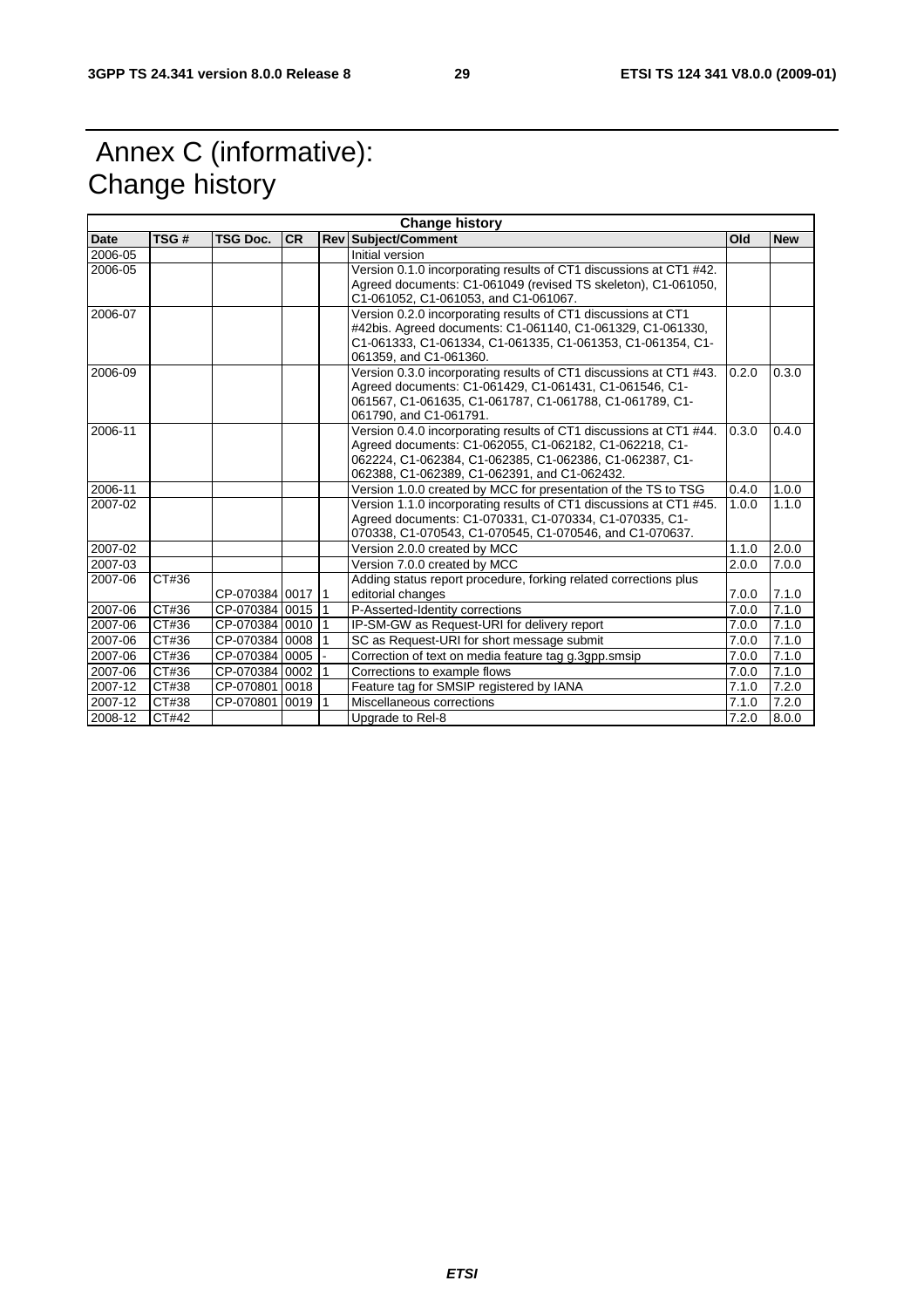# Annex C (informative): Change history

| Change history | | | | | | | |
|---|---|---|---|---|---|---|---|
| **Date** | **TSG #** | **TSG Doc.** | **CR** | **Rev** | **Subject/Comment** | **Old** | **New** |
| 2006-05 | | | | | Initial version | | |
| 2006-05 | | | | | Version 0.1.0 incorporating results of CT1 discussions at CT1 #42. Agreed documents: C1-061049 (revised TS skeleton), C1-061050, C1-061052, C1-061053, and C1-061067. | | |
| 2006-07 | | | | | Version 0.2.0 incorporating results of CT1 discussions at CT1 #42bis. Agreed documents: C1-061140, C1-061329, C1-061330, C1-061333, C1-061334, C1-061335, C1-061353, C1-061354, C1-061359, and C1-061360. | | |
| 2006-09 | | | | | Version 0.3.0 incorporating results of CT1 discussions at CT1 #43. Agreed documents: C1-061429, C1-061431, C1-061546, C1-061567, C1-061635, C1-061787, C1-061788, C1-061789, C1-061790, and C1-061791. | 0.2.0 | 0.3.0 |
| 2006-11 | | | | | Version 0.4.0 incorporating results of CT1 discussions at CT1 #44. Agreed documents: C1-062055, C1-062182, C1-062218, C1-062224, C1-062384, C1-062385, C1-062386, C1-062387, C1-062388, C1-062389, C1-062391, and C1-062432. | 0.3.0 | 0.4.0 |
| 2006-11 | | | | | Version 1.0.0 created by MCC for presentation of the TS to TSG | 0.4.0 | 1.0.0 |
| 2007-02 | | | | | Version 1.1.0 incorporating results of CT1 discussions at CT1 #45. Agreed documents: C1-070331, C1-070334, C1-070335, C1-070338, C1-070543, C1-070545, C1-070546, and C1-070637. | 1.0.0 | 1.1.0 |
| 2007-02 | | | | | Version 2.0.0 created by MCC | 1.1.0 | 2.0.0 |
| 2007-03 | | | | | Version 7.0.0 created by MCC | 2.0.0 | 7.0.0 |
| 2007-06 | CT#36 | CP-070384 | 0017 | 1 | Adding status report procedure, forking related corrections plus editorial changes | 7.0.0 | 7.1.0 |
| 2007-06 | CT#36 | CP-070384 | 0015 | 1 | P-Asserted-Identity corrections | 7.0.0 | 7.1.0 |
| 2007-06 | CT#36 | CP-070384 | 0010 | 1 | IP-SM-GW as Request-URI for delivery report | 7.0.0 | 7.1.0 |
| 2007-06 | CT#36 | CP-070384 | 0008 | 1 | SC as Request-URI for short message submit | 7.0.0 | 7.1.0 |
| 2007-06 | CT#36 | CP-070384 | 0005 | - | Correction of text on media feature tag g.3gpp.smsip | 7.0.0 | 7.1.0 |
| 2007-06 | CT#36 | CP-070384 | 0002 | 1 | Corrections to example flows | 7.0.0 | 7.1.0 |
| 2007-12 | CT#38 | CP-070801 | 0018 | | Feature tag for SMSIP registered by IANA | 7.1.0 | 7.2.0 |
| 2007-12 | CT#38 | CP-070801 | 0019 | 1 | Miscellaneous corrections | 7.1.0 | 7.2.0 |
| 2008-12 | CT#42 | | | | Upgrade to Rel-8 | 7.2.0 | 8.0.0 |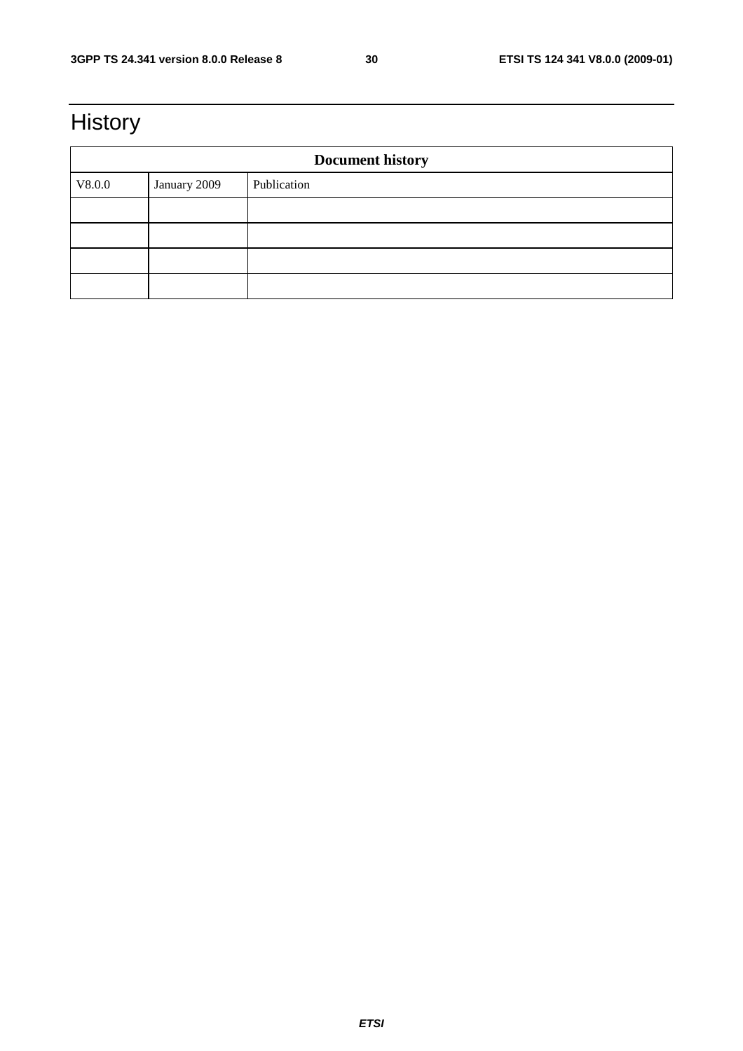# History

| Document history | | |
|---|---|---|
| V8.0.0 | January 2009 | Publication |
| | | |
| | | |
| | | |
| | | |